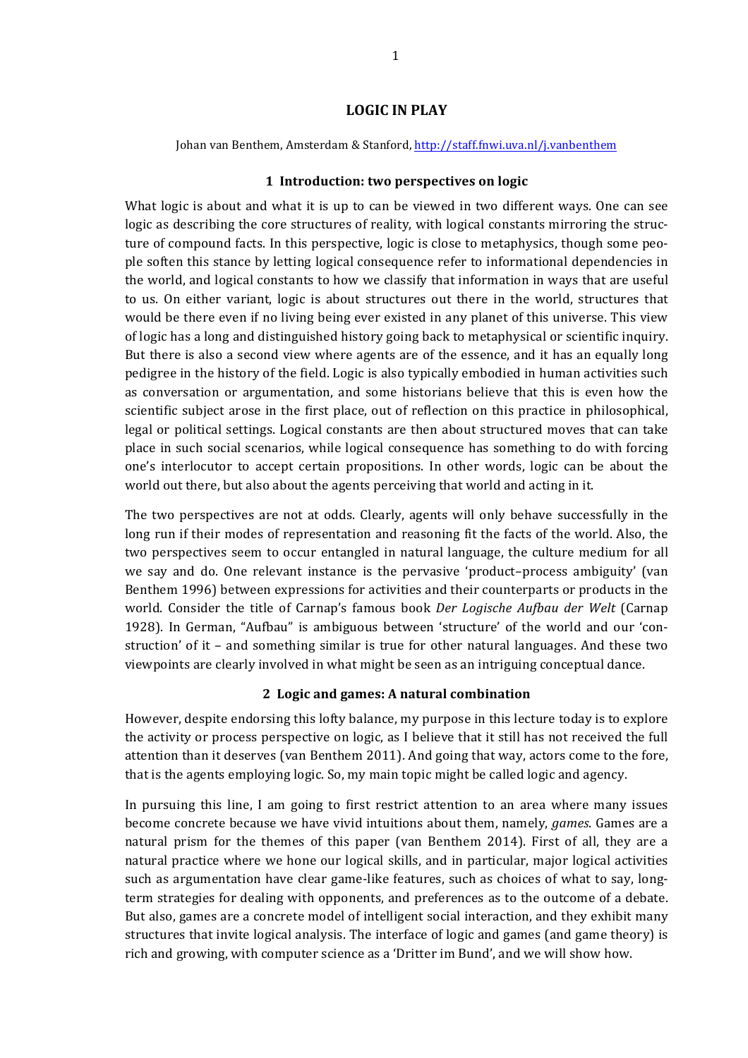# LOGIC IN PLAY

Johan van Benthem, Amsterdam & Stanford, http://staff.fnwi.uva.nl/j.vanbenthem

## 1 Introduction: two perspectives on logic

What logic is about and what it is up to can be viewed in two different ways. One can see logic as describing the core structures of reality, with logical constants mirroring the structure of compound facts. In this perspective, logic is close to metaphysics, though some people soften this stance by letting logical consequence refer to informational dependencies in the world, and logical constants to how we classify that information in ways that are useful to us. On either variant, logic is about structures out there in the world, structures that would be there even if no living being ever existed in any planet of this universe. This view of logic has a long and distinguished history going back to metaphysical or scientific inquiry. But there is also a second view where agents are of the essence, and it has an equally long pedigree in the history of the field. Logic is also typically embodied in human activities such as conversation or argumentation, and some historians believe that this is even how the scientific subject arose in the first place, out of reflection on this practice in philosophical, legal or political settings. Logical constants are then about structured moves that can take place in such social scenarios, while logical consequence has something to do with forcing one's interlocutor to accept certain propositions. In other words, logic can be about the world out there, but also about the agents perceiving that world and acting in it.

The two perspectives are not at odds. Clearly, agents will only behave successfully in the long run if their modes of representation and reasoning fit the facts of the world. Also, the two perspectives seem to occur entangled in natural language, the culture medium for all we say and do. One relevant instance is the pervasive 'product–process ambiguity' (van Benthem 1996) between expressions for activities and their counterparts or products in the world. Consider the title of Carnap's famous book *Der Logische Aufbau der Welt* (Carnap 1928). In German, "Aufbau" is ambiguous between 'structure' of the world and our 'construction' of it – and something similar is true for other natural languages. And these two viewpoints are clearly involved in what might be seen as an intriguing conceptual dance.

## 2 Logic and games: A natural combination

However, despite endorsing this lofty balance, my purpose in this lecture today is to explore the activity or process perspective on logic, as I believe that it still has not received the full attention than it deserves (van Benthem 2011). And going that way, actors come to the fore, that is the agents employing logic. So, my main topic might be called logic and agency.

In pursuing this line, I am going to first restrict attention to an area where many issues become concrete because we have vivid intuitions about them, namely, *games*. Games are a natural prism for the themes of this paper (van Benthem 2014). First of all, they are a natural practice where we hone our logical skills, and in particular, major logical activities such as argumentation have clear game-like features, such as choices of what to say, long-term strategies for dealing with opponents, and preferences as to the outcome of a debate. But also, games are a concrete model of intelligent social interaction, and they exhibit many structures that invite logical analysis. The interface of logic and games (and game theory) is rich and growing, with computer science as a 'Dritter im Bund', and we will show how.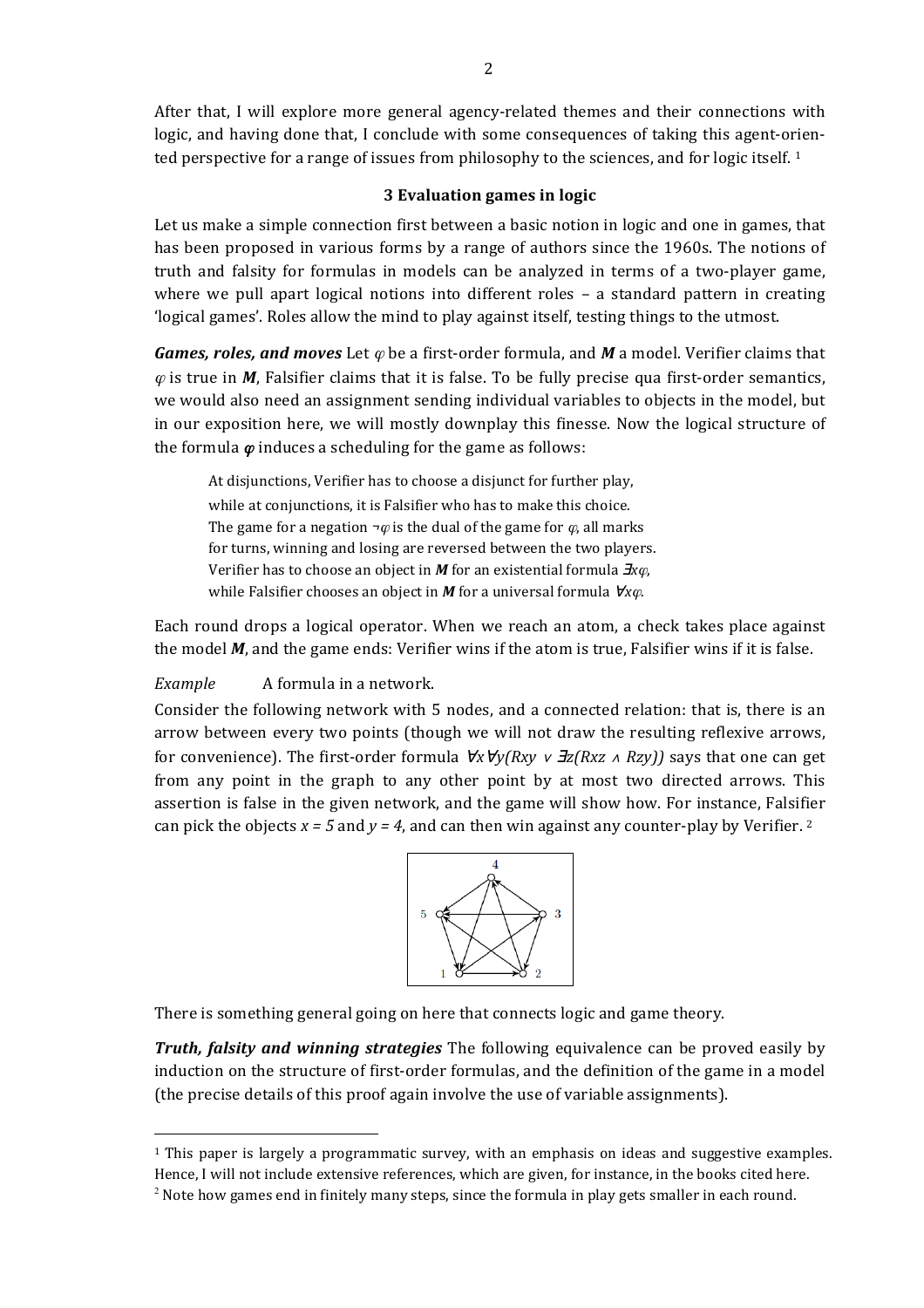After that, I will explore more general agency-related themes and their connections with logic, and having done that, I conclude with some consequences of taking this agent-oriented perspective for a range of issues from philosophy to the sciences, and for logic itself. [1]

## 3 Evaluation games in logic

Let us make a simple connection first between a basic notion in logic and one in games, that has been proposed in various forms by a range of authors since the 1960s. The notions of truth and falsity for formulas in models can be analyzed in terms of a two-player game, where we pull apart logical notions into different roles – a standard pattern in creating 'logical games'. Roles allow the mind to play against itself, testing things to the utmost.

***Games, roles, and moves*** Let $\varphi$ be a first-order formula, and $\boldsymbol{M}$ a model. Verifier claims that $\varphi$ is true in $\boldsymbol{M}$, Falsifier claims that it is false. To be fully precise qua first-order semantics, we would also need an assignment sending individual variables to objects in the model, but in our exposition here, we will mostly downplay this finesse. Now the logical structure of the formula $\boldsymbol{\varphi}$ induces a scheduling for the game as follows:

> At disjunctions, Verifier has to choose a disjunct for further play,
> while at conjunctions, it is Falsifier who has to make this choice.
> The game for a negation $\neg\varphi$ is the dual of the game for $\varphi$, all marks
> for turns, winning and losing are reversed between the two players.
> Verifier has to choose an object in $\boldsymbol{M}$ for an existential formula $\exists x\varphi$,
> while Falsifier chooses an object in $\boldsymbol{M}$ for a universal formula $\forall x\varphi$.

Each round drops a logical operator. When we reach an atom, a check takes place against the model $\boldsymbol{M}$, and the game ends: Verifier wins if the atom is true, Falsifier wins if it is false.

*Example* A formula in a network.

Consider the following network with 5 nodes, and a connected relation: that is, there is an arrow between every two points (though we will not draw the resulting reflexive arrows, for convenience). The first-order formula $\forall x\forall y(Rxy \vee \exists z(Rxz \wedge Rzy))$ says that one can get from any point in the graph to any other point by at most two directed arrows. This assertion is false in the given network, and the game will show how. For instance, Falsifier can pick the objects $x = 5$ and $y = 4$, and can then win against any counter-play by Verifier. [2]

There is something general going on here that connects logic and game theory.

***Truth, falsity and winning strategies*** The following equivalence can be proved easily by induction on the structure of first-order formulas, and the definition of the game in a model (the precise details of this proof again involve the use of variable assignments).

---

[1] This paper is largely a programmatic survey, with an emphasis on ideas and suggestive examples. Hence, I will not include extensive references, which are given, for instance, in the books cited here.

[2] Note how games end in finitely many steps, since the formula in play gets smaller in each round.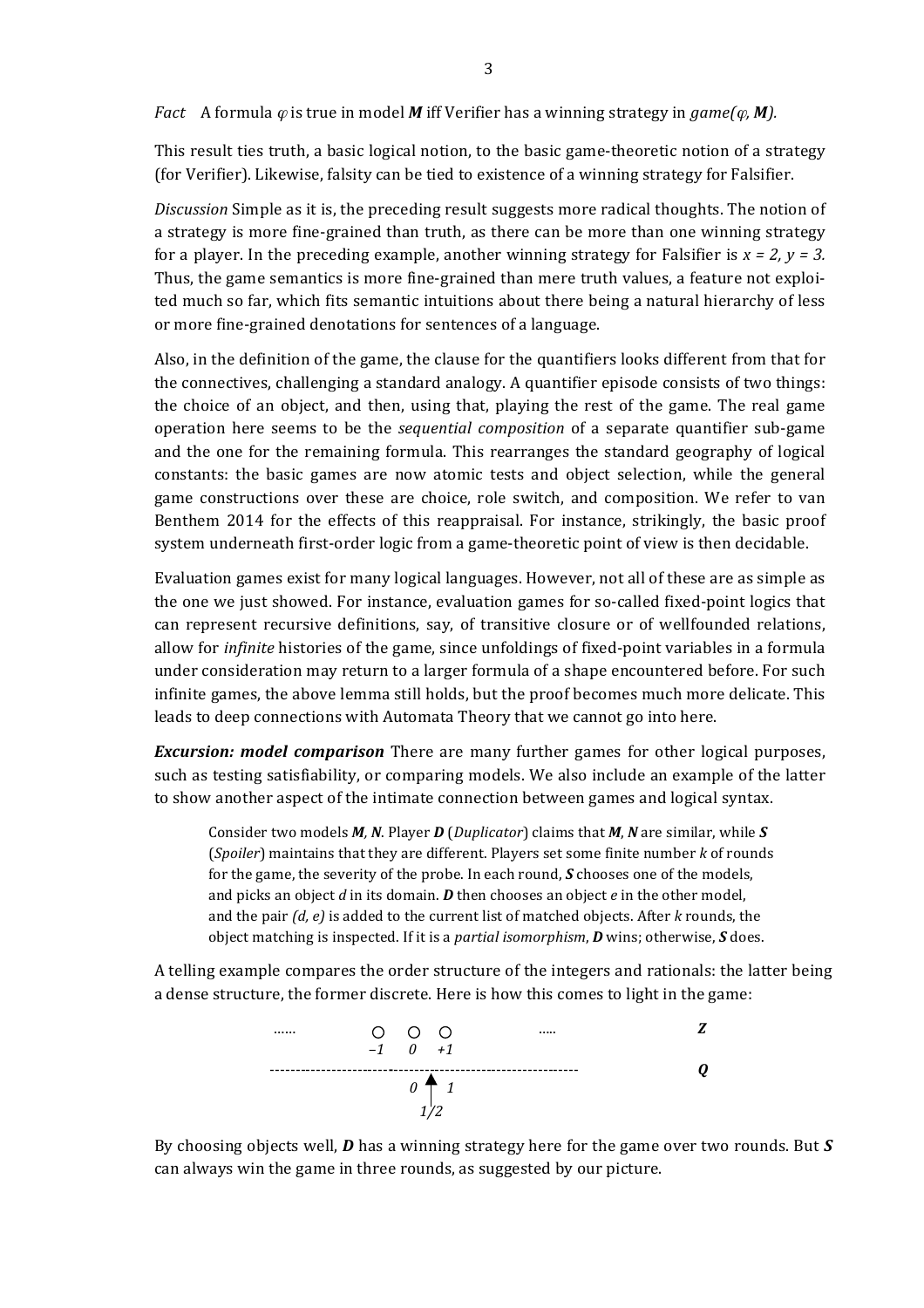*Fact* A formula $\varphi$ is true in model ***M*** iff Verifier has a winning strategy in *game*($\varphi$, ***M***).

This result ties truth, a basic logical notion, to the basic game-theoretic notion of a strategy (for Verifier). Likewise, falsity can be tied to existence of a winning strategy for Falsifier.

*Discussion* Simple as it is, the preceding result suggests more radical thoughts. The notion of a strategy is more fine-grained than truth, as there can be more than one winning strategy for a player. In the preceding example, another winning strategy for Falsifier is $x = 2, y = 3$. Thus, the game semantics is more fine-grained than mere truth values, a feature not exploited much so far, which fits semantic intuitions about there being a natural hierarchy of less or more fine-grained denotations for sentences of a language.

Also, in the definition of the game, the clause for the quantifiers looks different from that for the connectives, challenging a standard analogy. A quantifier episode consists of two things: the choice of an object, and then, using that, playing the rest of the game. The real game operation here seems to be the *sequential composition* of a separate quantifier sub-game and the one for the remaining formula. This rearranges the standard geography of logical constants: the basic games are now atomic tests and object selection, while the general game constructions over these are choice, role switch, and composition. We refer to van Benthem 2014 for the effects of this reappraisal. For instance, strikingly, the basic proof system underneath first-order logic from a game-theoretic point of view is then decidable.

Evaluation games exist for many logical languages. However, not all of these are as simple as the one we just showed. For instance, evaluation games for so-called fixed-point logics that can represent recursive definitions, say, of transitive closure or of wellfounded relations, allow for *infinite* histories of the game, since unfoldings of fixed-point variables in a formula under consideration may return to a larger formula of a shape encountered before. For such infinite games, the above lemma still holds, but the proof becomes much more delicate. This leads to deep connections with Automata Theory that we cannot go into here.

***Excursion: model comparison*** There are many further games for other logical purposes, such as testing satisfiability, or comparing models. We also include an example of the latter to show another aspect of the intimate connection between games and logical syntax.

> Consider two models ***M***, ***N***. Player ***D*** (*Duplicator*) claims that ***M***, ***N*** are similar, while ***S*** (*Spoiler*) maintains that they are different. Players set some finite number $k$ of rounds for the game, the severity of the probe. In each round, ***S*** chooses one of the models, and picks an object $d$ in its domain. ***D*** then chooses an object $e$ in the other model, and the pair $(d, e)$ is added to the current list of matched objects. After $k$ rounds, the object matching is inspected. If it is a *partial isomorphism*, ***D*** wins; otherwise, ***S*** does.

A telling example compares the order structure of the integers and rationals: the latter being a dense structure, the former discrete. Here is how this comes to light in the game:

```
......        ○   ○   ○              .....              Z
             −1   0  +1
---------------------------------------------------      Q
                 0 ↑ 1
                  1/2
```

By choosing objects well, ***D*** has a winning strategy here for the game over two rounds. But ***S*** can always win the game in three rounds, as suggested by our picture.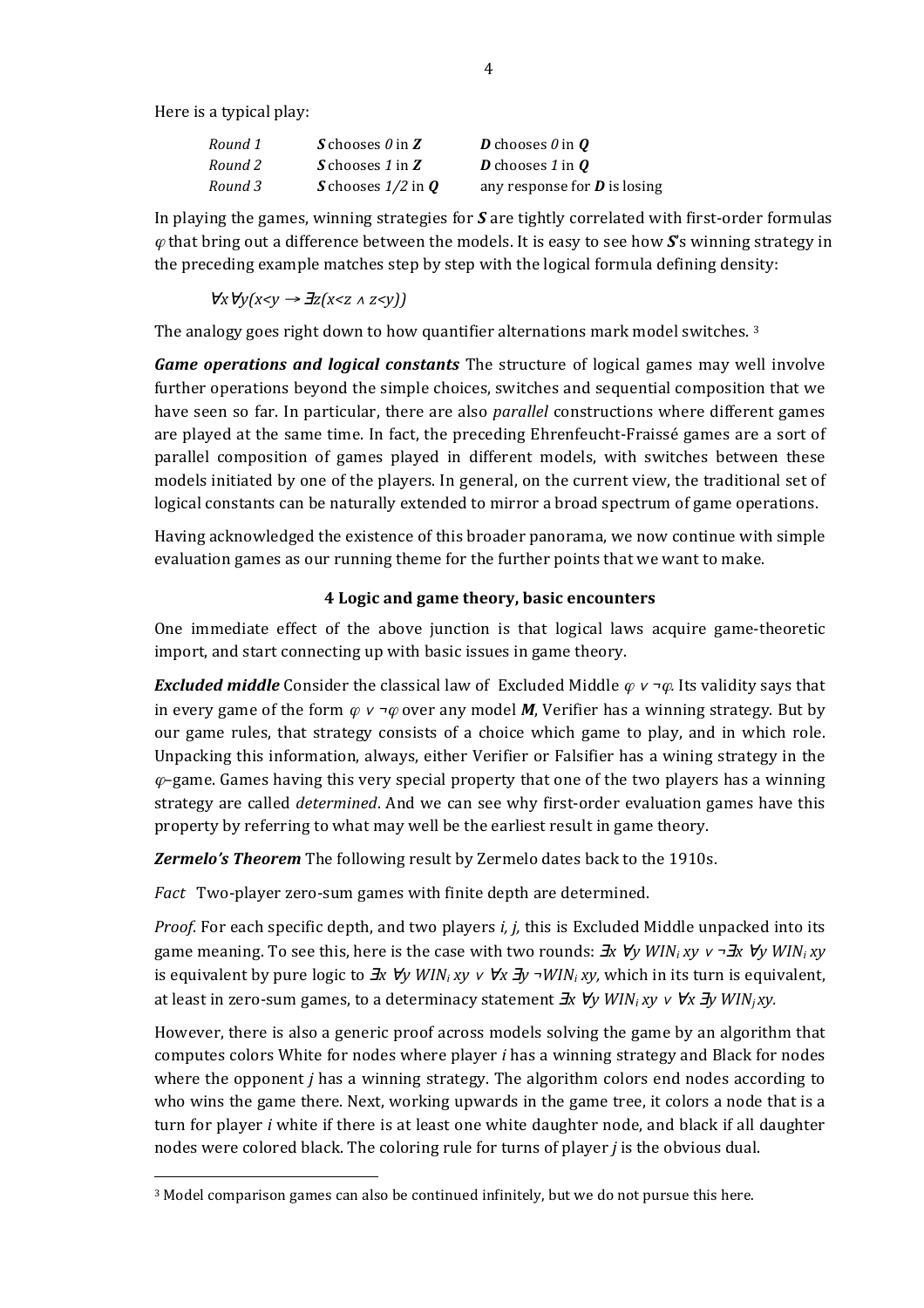Here is a typical play:

| | | |
|---|---|---|
| *Round 1* | ***S*** chooses *0* in ***Z*** | ***D*** chooses *0* in ***Q*** |
| *Round 2* | ***S*** chooses *1* in ***Z*** | ***D*** chooses *1* in ***Q*** |
| *Round 3* | ***S*** chooses *1/2* in ***Q*** | any response for ***D*** is losing |

In playing the games, winning strategies for ***S*** are tightly correlated with first-order formulas $\varphi$ that bring out a difference between the models. It is easy to see how ***S***'s winning strategy in the preceding example matches step by step with the logical formula defining density:

$$\forall x \forall y(x<y \rightarrow \exists z(x<z \wedge z<y))$$

The analogy goes right down to how quantifier alternations mark model switches. [3]

***Game operations and logical constants*** The structure of logical games may well involve further operations beyond the simple choices, switches and sequential composition that we have seen so far. In particular, there are also *parallel* constructions where different games are played at the same time. In fact, the preceding Ehrenfeucht-Fraissé games are a sort of parallel composition of games played in different models, with switches between these models initiated by one of the players. In general, on the current view, the traditional set of logical constants can be naturally extended to mirror a broad spectrum of game operations.

Having acknowledged the existence of this broader panorama, we now continue with simple evaluation games as our running theme for the further points that we want to make.

## 4 Logic and game theory, basic encounters

One immediate effect of the above junction is that logical laws acquire game-theoretic import, and start connecting up with basic issues in game theory.

***Excluded middle*** Consider the classical law of Excluded Middle $\varphi \vee \neg\varphi$. Its validity says that in every game of the form $\varphi \vee \neg\varphi$ over any model ***M***, Verifier has a winning strategy. But by our game rules, that strategy consists of a choice which game to play, and in which role. Unpacking this information, always, either Verifier or Falsifier has a wining strategy in the $\varphi$–game. Games having this very special property that one of the two players has a winning strategy are called *determined*. And we can see why first-order evaluation games have this property by referring to what may well be the earliest result in game theory.

***Zermelo's Theorem*** The following result by Zermelo dates back to the 1910s.

*Fact* Two-player zero-sum games with finite depth are determined.

*Proof*. For each specific depth, and two players *i, j,* this is Excluded Middle unpacked into its game meaning. To see this, here is the case with two rounds: $\exists x\ \forall y\ WIN_i\, xy \vee \neg\exists x\ \forall y\ WIN_i\, xy$ is equivalent by pure logic to $\exists x\ \forall y\ WIN_i\, xy \vee \forall x\ \exists y\ \neg WIN_i\, xy$, which in its turn is equivalent, at least in zero-sum games, to a determinacy statement $\exists x\ \forall y\ WIN_i\, xy \vee \forall x\ \exists y\ WIN_j\, xy$.

However, there is also a generic proof across models solving the game by an algorithm that computes colors White for nodes where player *i* has a winning strategy and Black for nodes where the opponent *j* has a winning strategy. The algorithm colors end nodes according to who wins the game there. Next, working upwards in the game tree, it colors a node that is a turn for player *i* white if there is at least one white daughter node, and black if all daughter nodes were colored black. The coloring rule for turns of player *j* is the obvious dual.

[3] Model comparison games can also be continued infinitely, but we do not pursue this here.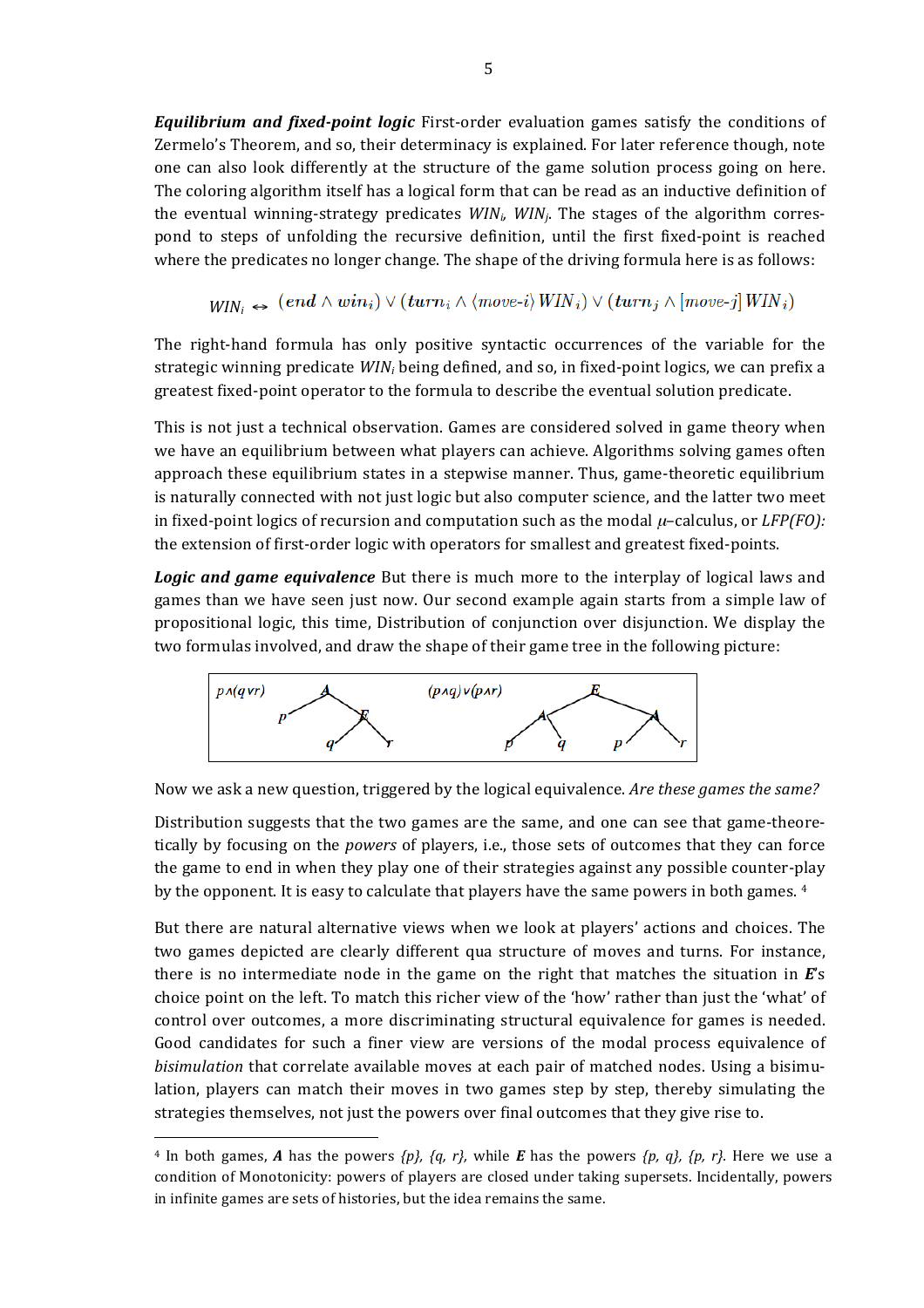***Equilibrium and fixed-point logic*** First-order evaluation games satisfy the conditions of Zermelo's Theorem, and so, their determinacy is explained. For later reference though, note one can also look differently at the structure of the game solution process going on here. The coloring algorithm itself has a logical form that can be read as an inductive definition of the eventual winning-strategy predicates $WIN_i$, $WIN_j$. The stages of the algorithm correspond to steps of unfolding the recursive definition, until the first fixed-point is reached where the predicates no longer change. The shape of the driving formula here is as follows:

$$WIN_i \leftrightarrow (end \wedge win_i) \vee (turn_i \wedge \langle move\text{-}i \rangle WIN_i) \vee (turn_j \wedge [move\text{-}j] WIN_i)$$

The right-hand formula has only positive syntactic occurrences of the variable for the strategic winning predicate $WIN_i$ being defined, and so, in fixed-point logics, we can prefix a greatest fixed-point operator to the formula to describe the eventual solution predicate.

This is not just a technical observation. Games are considered solved in game theory when we have an equilibrium between what players can achieve. Algorithms solving games often approach these equilibrium states in a stepwise manner. Thus, game-theoretic equilibrium is naturally connected with not just logic but also computer science, and the latter two meet in fixed-point logics of recursion and computation such as the modal $\mu$–calculus, or *LFP(FO):* the extension of first-order logic with operators for smallest and greatest fixed-points.

***Logic and game equivalence*** But there is much more to the interplay of logical laws and games than we have seen just now. Our second example again starts from a simple law of propositional logic, this time, Distribution of conjunction over disjunction. We display the two formulas involved, and draw the shape of their game tree in the following picture:

Now we ask a new question, triggered by the logical equivalence. *Are these games the same?*

Distribution suggests that the two games are the same, and one can see that game-theoretically by focusing on the *powers* of players, i.e., those sets of outcomes that they can force the game to end in when they play one of their strategies against any possible counter-play by the opponent. It is easy to calculate that players have the same powers in both games. [4]

But there are natural alternative views when we look at players' actions and choices. The two games depicted are clearly different qua structure of moves and turns. For instance, there is no intermediate node in the game on the right that matches the situation in ***E***'s choice point on the left. To match this richer view of the 'how' rather than just the 'what' of control over outcomes, a more discriminating structural equivalence for games is needed. Good candidates for such a finer view are versions of the modal process equivalence of *bisimulation* that correlate available moves at each pair of matched nodes. Using a bisimulation, players can match their moves in two games step by step, thereby simulating the strategies themselves, not just the powers over final outcomes that they give rise to.

---

[4] In both games, ***A*** has the powers *{p}, {q, r},* while ***E*** has the powers *{p, q}, {p, r}.* Here we use a condition of Monotonicity: powers of players are closed under taking supersets. Incidentally, powers in infinite games are sets of histories, but the idea remains the same.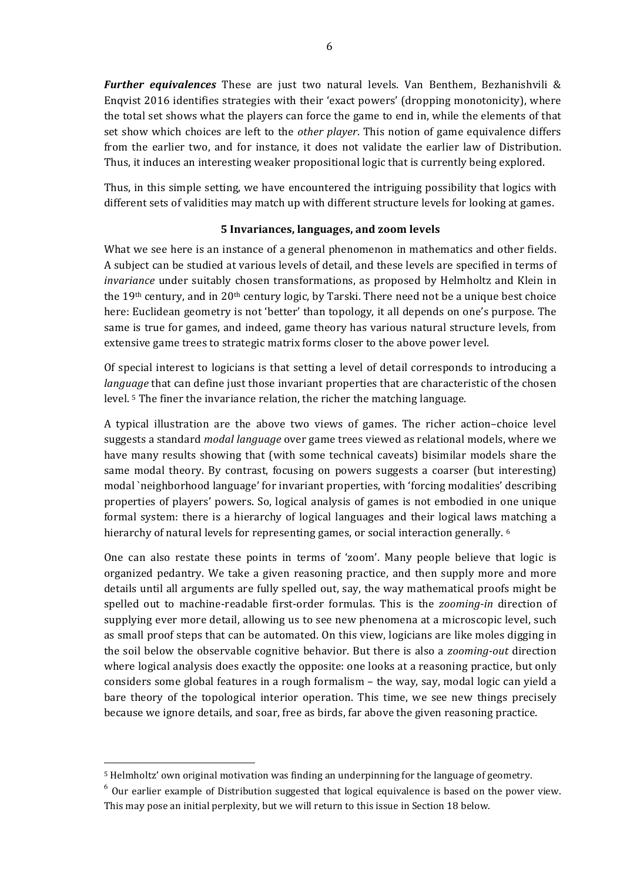***Further equivalences*** These are just two natural levels. Van Benthem, Bezhanishvili & Enqvist 2016 identifies strategies with their 'exact powers' (dropping monotonicity), where the total set shows what the players can force the game to end in, while the elements of that set show which choices are left to the *other player*. This notion of game equivalence differs from the earlier two, and for instance, it does not validate the earlier law of Distribution. Thus, it induces an interesting weaker propositional logic that is currently being explored.

Thus, in this simple setting, we have encountered the intriguing possibility that logics with different sets of validities may match up with different structure levels for looking at games.

## 5 Invariances, languages, and zoom levels

What we see here is an instance of a general phenomenon in mathematics and other fields. A subject can be studied at various levels of detail, and these levels are specified in terms of *invariance* under suitably chosen transformations, as proposed by Helmholtz and Klein in the 19th century, and in 20th century logic, by Tarski. There need not be a unique best choice here: Euclidean geometry is not 'better' than topology, it all depends on one's purpose. The same is true for games, and indeed, game theory has various natural structure levels, from extensive game trees to strategic matrix forms closer to the above power level.

Of special interest to logicians is that setting a level of detail corresponds to introducing a *language* that can define just those invariant properties that are characteristic of the chosen level. [5] The finer the invariance relation, the richer the matching language.

A typical illustration are the above two views of games. The richer action–choice level suggests a standard *modal language* over game trees viewed as relational models, where we have many results showing that (with some technical caveats) bisimilar models share the same modal theory. By contrast, focusing on powers suggests a coarser (but interesting) modal `neighborhood language' for invariant properties, with 'forcing modalities' describing properties of players' powers. So, logical analysis of games is not embodied in one unique formal system: there is a hierarchy of logical languages and their logical laws matching a hierarchy of natural levels for representing games, or social interaction generally. [6]

One can also restate these points in terms of 'zoom'. Many people believe that logic is organized pedantry. We take a given reasoning practice, and then supply more and more details until all arguments are fully spelled out, say, the way mathematical proofs might be spelled out to machine-readable first-order formulas. This is the *zooming-in* direction of supplying ever more detail, allowing us to see new phenomena at a microscopic level, such as small proof steps that can be automated. On this view, logicians are like moles digging in the soil below the observable cognitive behavior. But there is also a *zooming-out* direction where logical analysis does exactly the opposite: one looks at a reasoning practice, but only considers some global features in a rough formalism – the way, say, modal logic can yield a bare theory of the topological interior operation. This time, we see new things precisely because we ignore details, and soar, free as birds, far above the given reasoning practice.

---

[5] Helmholtz' own original motivation was finding an underpinning for the language of geometry.

[6] Our earlier example of Distribution suggested that logical equivalence is based on the power view. This may pose an initial perplexity, but we will return to this issue in Section 18 below.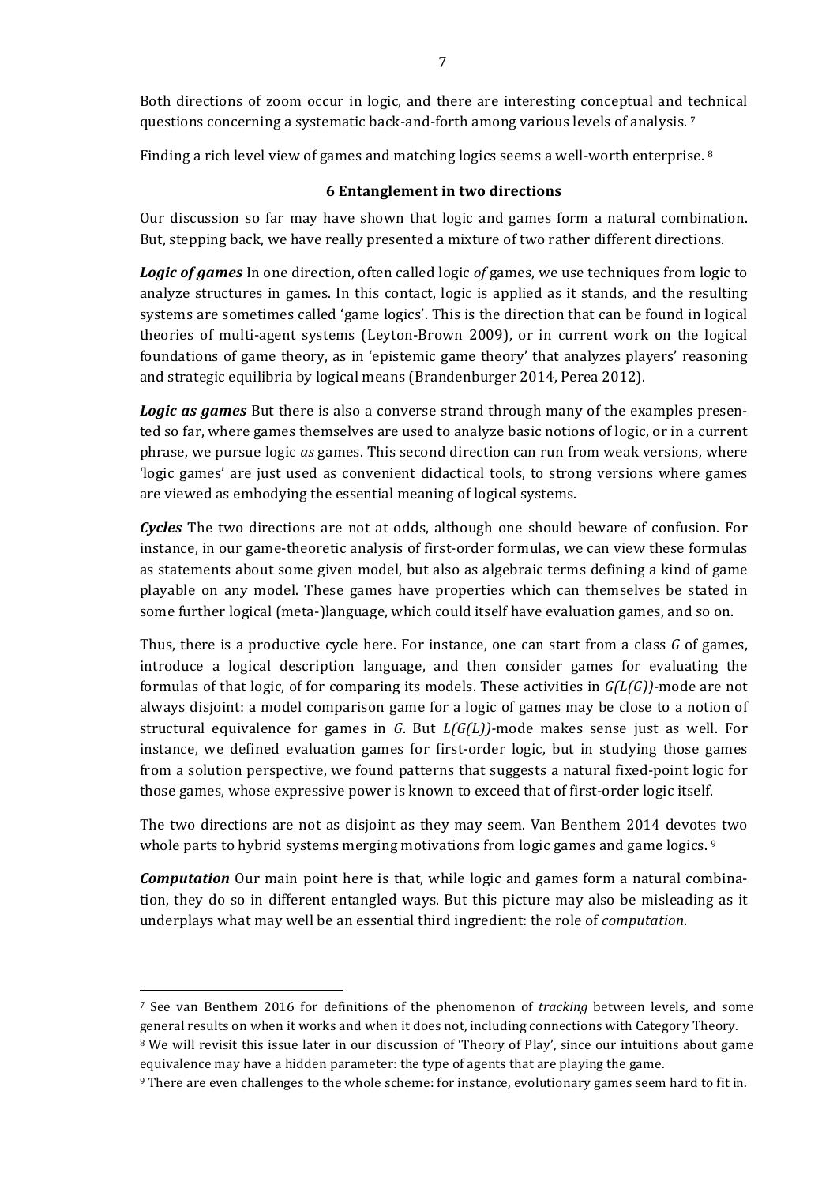Both directions of zoom occur in logic, and there are interesting conceptual and technical questions concerning a systematic back-and-forth among various levels of analysis. [7]

Finding a rich level view of games and matching logics seems a well-worth enterprise. [8]

## 6 Entanglement in two directions

Our discussion so far may have shown that logic and games form a natural combination. But, stepping back, we have really presented a mixture of two rather different directions.

***Logic of games*** In one direction, often called logic *of* games, we use techniques from logic to analyze structures in games. In this contact, logic is applied as it stands, and the resulting systems are sometimes called 'game logics'. This is the direction that can be found in logical theories of multi-agent systems (Leyton-Brown 2009), or in current work on the logical foundations of game theory, as in 'epistemic game theory' that analyzes players' reasoning and strategic equilibria by logical means (Brandenburger 2014, Perea 2012).

***Logic as games*** But there is also a converse strand through many of the examples presented so far, where games themselves are used to analyze basic notions of logic, or in a current phrase, we pursue logic *as* games. This second direction can run from weak versions, where 'logic games' are just used as convenient didactical tools, to strong versions where games are viewed as embodying the essential meaning of logical systems.

***Cycles*** The two directions are not at odds, although one should beware of confusion. For instance, in our game-theoretic analysis of first-order formulas, we can view these formulas as statements about some given model, but also as algebraic terms defining a kind of game playable on any model. These games have properties which can themselves be stated in some further logical (meta-)language, which could itself have evaluation games, and so on.

Thus, there is a productive cycle here. For instance, one can start from a class $G$ of games, introduce a logical description language, and then consider games for evaluating the formulas of that logic, of for comparing its models. These activities in $G(L(G))$-mode are not always disjoint: a model comparison game for a logic of games may be close to a notion of structural equivalence for games in $G$. But $L(G(L))$-mode makes sense just as well. For instance, we defined evaluation games for first-order logic, but in studying those games from a solution perspective, we found patterns that suggests a natural fixed-point logic for those games, whose expressive power is known to exceed that of first-order logic itself.

The two directions are not as disjoint as they may seem. Van Benthem 2014 devotes two whole parts to hybrid systems merging motivations from logic games and game logics. [9]

***Computation*** Our main point here is that, while logic and games form a natural combination, they do so in different entangled ways. But this picture may also be misleading as it underplays what may well be an essential third ingredient: the role of *computation*.

---

[7] See van Benthem 2016 for definitions of the phenomenon of *tracking* between levels, and some general results on when it works and when it does not, including connections with Category Theory.

[8] We will revisit this issue later in our discussion of 'Theory of Play', since our intuitions about game equivalence may have a hidden parameter: the type of agents that are playing the game.

[9] There are even challenges to the whole scheme: for instance, evolutionary games seem hard to fit in.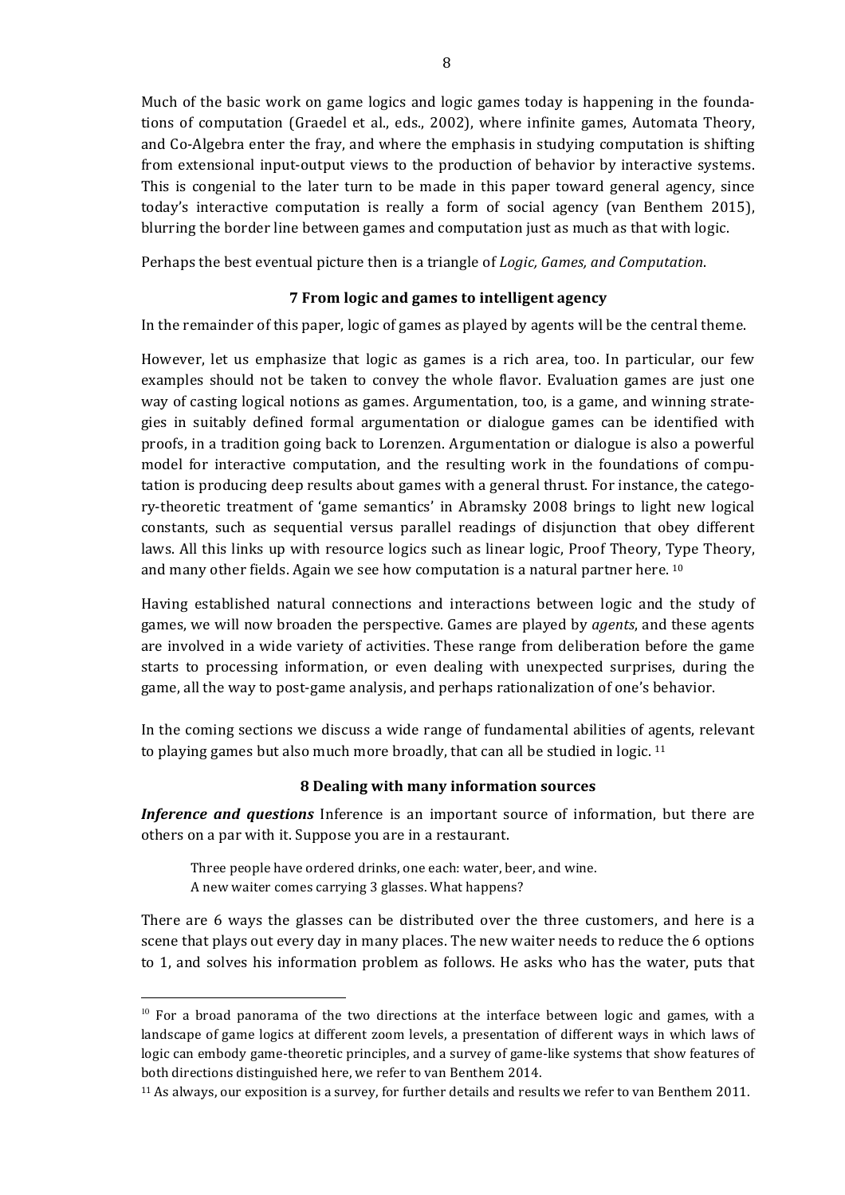Much of the basic work on game logics and logic games today is happening in the foundations of computation (Graedel et al., eds., 2002), where infinite games, Automata Theory, and Co-Algebra enter the fray, and where the emphasis in studying computation is shifting from extensional input-output views to the production of behavior by interactive systems. This is congenial to the later turn to be made in this paper toward general agency, since today's interactive computation is really a form of social agency (van Benthem 2015), blurring the border line between games and computation just as much as that with logic.

Perhaps the best eventual picture then is a triangle of *Logic, Games, and Computation*.

## 7 From logic and games to intelligent agency

In the remainder of this paper, logic of games as played by agents will be the central theme.

However, let us emphasize that logic as games is a rich area, too. In particular, our few examples should not be taken to convey the whole flavor. Evaluation games are just one way of casting logical notions as games. Argumentation, too, is a game, and winning strategies in suitably defined formal argumentation or dialogue games can be identified with proofs, in a tradition going back to Lorenzen. Argumentation or dialogue is also a powerful model for interactive computation, and the resulting work in the foundations of computation is producing deep results about games with a general thrust. For instance, the category-theoretic treatment of 'game semantics' in Abramsky 2008 brings to light new logical constants, such as sequential versus parallel readings of disjunction that obey different laws. All this links up with resource logics such as linear logic, Proof Theory, Type Theory, and many other fields. Again we see how computation is a natural partner here. [10]

Having established natural connections and interactions between logic and the study of games, we will now broaden the perspective. Games are played by *agents*, and these agents are involved in a wide variety of activities. These range from deliberation before the game starts to processing information, or even dealing with unexpected surprises, during the game, all the way to post-game analysis, and perhaps rationalization of one's behavior.

In the coming sections we discuss a wide range of fundamental abilities of agents, relevant to playing games but also much more broadly, that can all be studied in logic. [11]

## 8 Dealing with many information sources

***Inference and questions*** Inference is an important source of information, but there are others on a par with it. Suppose you are in a restaurant.

> Three people have ordered drinks, one each: water, beer, and wine.
> A new waiter comes carrying 3 glasses. What happens?

There are 6 ways the glasses can be distributed over the three customers, and here is a scene that plays out every day in many places. The new waiter needs to reduce the 6 options to 1, and solves his information problem as follows. He asks who has the water, puts that

---

[10] For a broad panorama of the two directions at the interface between logic and games, with a landscape of game logics at different zoom levels, a presentation of different ways in which laws of logic can embody game-theoretic principles, and a survey of game-like systems that show features of both directions distinguished here, we refer to van Benthem 2014.

[11] As always, our exposition is a survey, for further details and results we refer to van Benthem 2011.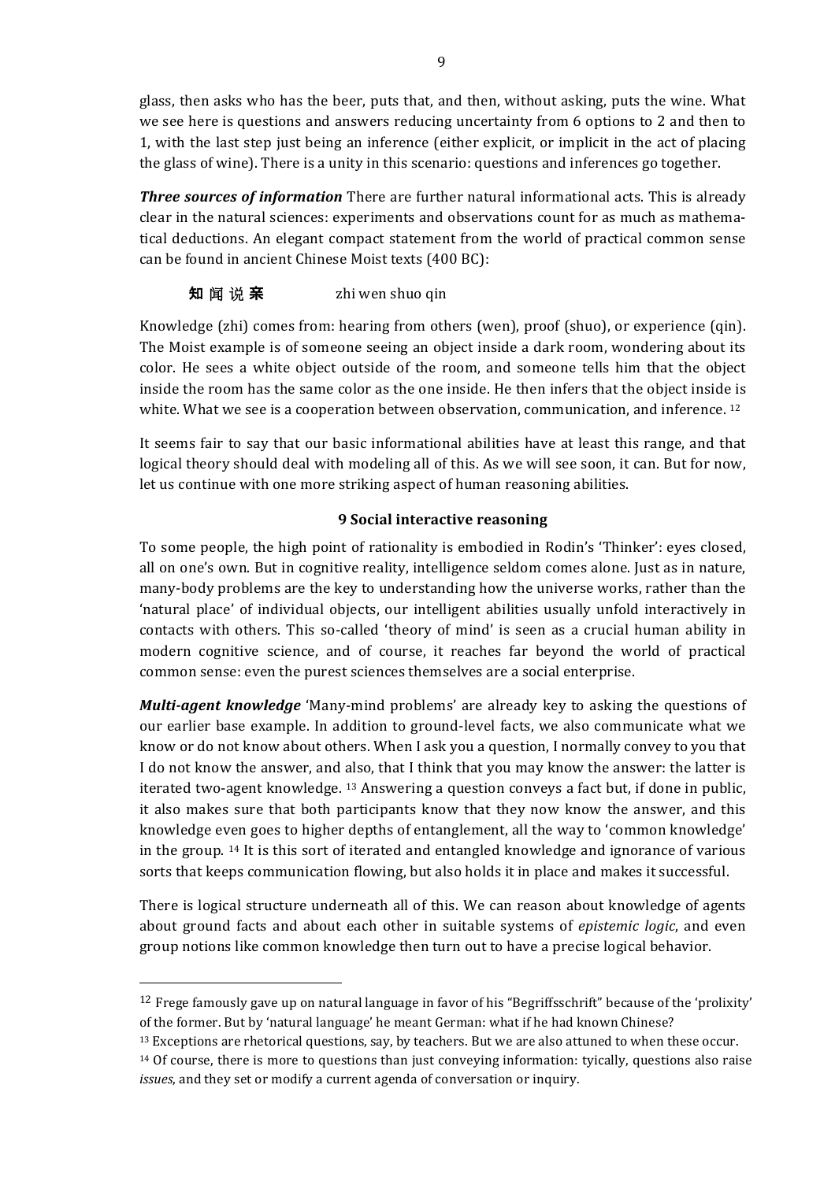glass, then asks who has the beer, puts that, and then, without asking, puts the wine. What we see here is questions and answers reducing uncertainty from 6 options to 2 and then to 1, with the last step just being an inference (either explicit, or implicit in the act of placing the glass of wine). There is a unity in this scenario: questions and inferences go together.

***Three sources of information*** There are further natural informational acts. This is already clear in the natural sciences: experiments and observations count for as much as mathematical deductions. An elegant compact statement from the world of practical common sense can be found in ancient Chinese Moist texts (400 BC):

**知** 闻 说 **亲** zhi wen shuo qin

Knowledge (zhi) comes from: hearing from others (wen), proof (shuo), or experience (qin). The Moist example is of someone seeing an object inside a dark room, wondering about its color. He sees a white object outside of the room, and someone tells him that the object inside the room has the same color as the one inside. He then infers that the object inside is white. What we see is a cooperation between observation, communication, and inference. [12]

It seems fair to say that our basic informational abilities have at least this range, and that logical theory should deal with modeling all of this. As we will see soon, it can. But for now, let us continue with one more striking aspect of human reasoning abilities.

## 9 Social interactive reasoning

To some people, the high point of rationality is embodied in Rodin's 'Thinker': eyes closed, all on one's own. But in cognitive reality, intelligence seldom comes alone. Just as in nature, many-body problems are the key to understanding how the universe works, rather than the 'natural place' of individual objects, our intelligent abilities usually unfold interactively in contacts with others. This so-called 'theory of mind' is seen as a crucial human ability in modern cognitive science, and of course, it reaches far beyond the world of practical common sense: even the purest sciences themselves are a social enterprise.

***Multi-agent knowledge*** 'Many-mind problems' are already key to asking the questions of our earlier base example. In addition to ground-level facts, we also communicate what we know or do not know about others. When I ask you a question, I normally convey to you that I do not know the answer, and also, that I think that you may know the answer: the latter is iterated two-agent knowledge. [13] Answering a question conveys a fact but, if done in public, it also makes sure that both participants know that they now know the answer, and this knowledge even goes to higher depths of entanglement, all the way to 'common knowledge' in the group. [14] It is this sort of iterated and entangled knowledge and ignorance of various sorts that keeps communication flowing, but also holds it in place and makes it successful.

There is logical structure underneath all of this. We can reason about knowledge of agents about ground facts and about each other in suitable systems of *epistemic logic*, and even group notions like common knowledge then turn out to have a precise logical behavior.

---

[12] Frege famously gave up on natural language in favor of his "Begriffsschrift" because of the 'prolixity' of the former. But by 'natural language' he meant German: what if he had known Chinese?

[13] Exceptions are rhetorical questions, say, by teachers. But we are also attuned to when these occur.

[14] Of course, there is more to questions than just conveying information: tyically, questions also raise *issues*, and they set or modify a current agenda of conversation or inquiry.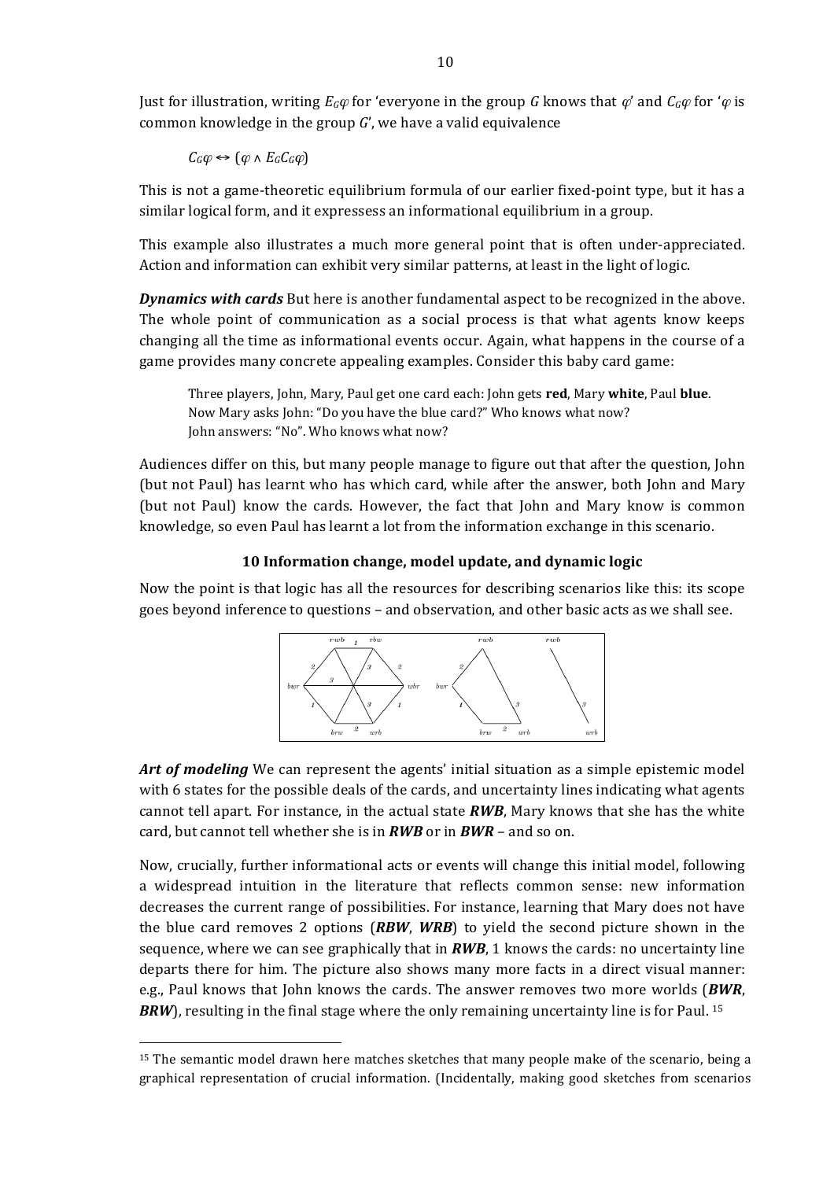Just for illustration, writing $E_G\varphi$ for 'everyone in the group $G$ knows that $\varphi$' and $C_G\varphi$ for '$\varphi$ is common knowledge in the group $G$', we have a valid equivalence

$$C_G\varphi \leftrightarrow (\varphi \wedge E_G C_G\varphi)$$

This is not a game-theoretic equilibrium formula of our earlier fixed-point type, but it has a similar logical form, and it expressess an informational equilibrium in a group.

This example also illustrates a much more general point that is often under-appreciated. Action and information can exhibit very similar patterns, at least in the light of logic.

***Dynamics with cards*** But here is another fundamental aspect to be recognized in the above. The whole point of communication as a social process is that what agents know keeps changing all the time as informational events occur. Again, what happens in the course of a game provides many concrete appealing examples. Consider this baby card game:

> Three players, John, Mary, Paul get one card each: John gets **red**, Mary **white**, Paul **blue**.
> Now Mary asks John: "Do you have the blue card?" Who knows what now?
> John answers: "No". Who knows what now?

Audiences differ on this, but many people manage to figure out that after the question, John (but not Paul) has learnt who has which card, while after the answer, both John and Mary (but not Paul) know the cards. However, the fact that John and Mary know is common knowledge, so even Paul has learnt a lot from the information exchange in this scenario.

### 10 Information change, model update, and dynamic logic

Now the point is that logic has all the resources for describing scenarios like this: its scope goes beyond inference to questions – and observation, and other basic acts as we shall see.

***Art of modeling*** We can represent the agents' initial situation as a simple epistemic model with 6 states for the possible deals of the cards, and uncertainty lines indicating what agents cannot tell apart. For instance, in the actual state ***RWB***, Mary knows that she has the white card, but cannot tell whether she is in ***RWB*** or in ***BWR*** – and so on.

Now, crucially, further informational acts or events will change this initial model, following a widespread intuition in the literature that reflects common sense: new information decreases the current range of possibilities. For instance, learning that Mary does not have the blue card removes 2 options (***RBW***, ***WRB***) to yield the second picture shown in the sequence, where we can see graphically that in ***RWB***, 1 knows the cards: no uncertainty line departs there for him. The picture also shows many more facts in a direct visual manner: e.g., Paul knows that John knows the cards. The answer removes two more worlds (***BWR***, ***BRW***), resulting in the final stage where the only remaining uncertainty line is for Paul. [15]

[15] The semantic model drawn here matches sketches that many people make of the scenario, being a graphical representation of crucial information. (Incidentally, making good sketches from scenarios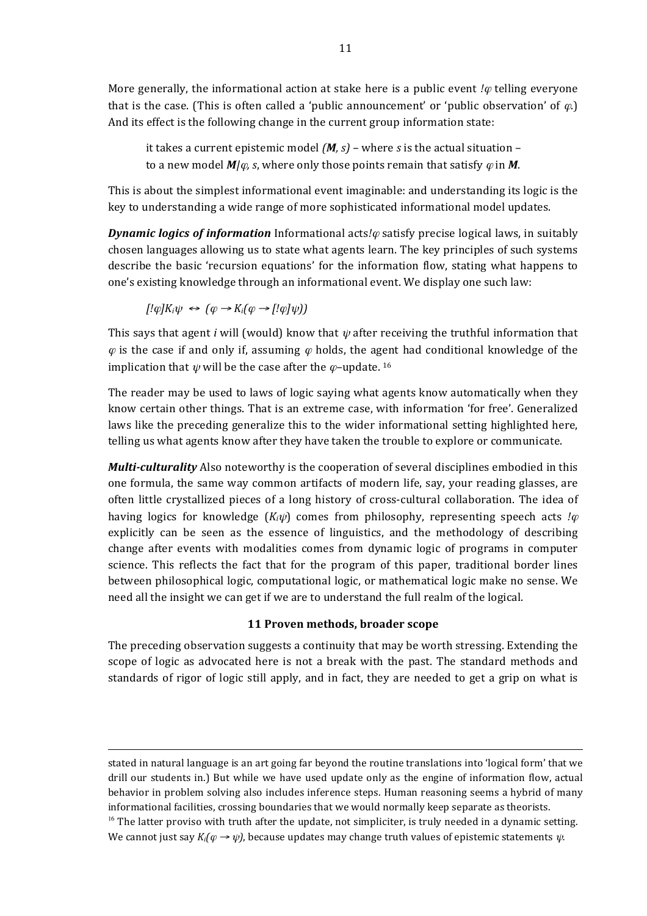More generally, the informational action at stake here is a public event $!\varphi$ telling everyone that is the case. (This is often called a 'public announcement' or 'public observation' of $\varphi$.) And its effect is the following change in the current group information state:

> it takes a current epistemic model $(\boldsymbol{M}, s)$ – where $s$ is the actual situation – to a new model $\boldsymbol{M}|\varphi, s$, where only those points remain that satisfy $\varphi$ in $\boldsymbol{M}$.

This is about the simplest informational event imaginable: and understanding its logic is the key to understanding a wide range of more sophisticated informational model updates.

***Dynamic logics of information*** Informational acts $!\varphi$ satisfy precise logical laws, in suitably chosen languages allowing us to state what agents learn. The key principles of such systems describe the basic 'recursion equations' for the information flow, stating what happens to one's existing knowledge through an informational event. We display one such law:

$$[!\varphi]K_i\psi \leftrightarrow (\varphi \rightarrow K_i(\varphi \rightarrow [!\varphi]\psi))$$

This says that agent $i$ will (would) know that $\psi$ after receiving the truthful information that $\varphi$ is the case if and only if, assuming $\varphi$ holds, the agent had conditional knowledge of the implication that $\psi$ will be the case after the $\varphi$–update. [16]

The reader may be used to laws of logic saying what agents know automatically when they know certain other things. That is an extreme case, with information 'for free'. Generalized laws like the preceding generalize this to the wider informational setting highlighted here, telling us what agents know after they have taken the trouble to explore or communicate.

***Multi-culturality*** Also noteworthy is the cooperation of several disciplines embodied in this one formula, the same way common artifacts of modern life, say, your reading glasses, are often little crystallized pieces of a long history of cross-cultural collaboration. The idea of having logics for knowledge ($K_i\psi$) comes from philosophy, representing speech acts $!\varphi$ explicitly can be seen as the essence of linguistics, and the methodology of describing change after events with modalities comes from dynamic logic of programs in computer science. This reflects the fact that for the program of this paper, traditional border lines between philosophical logic, computational logic, or mathematical logic make no sense. We need all the insight we can get if we are to understand the full realm of the logical.

## 11 Proven methods, broader scope

The preceding observation suggests a continuity that may be worth stressing. Extending the scope of logic as advocated here is not a break with the past. The standard methods and standards of rigor of logic still apply, and in fact, they are needed to get a grip on what is

---

stated in natural language is an art going far beyond the routine translations into 'logical form' that we drill our students in.) But while we have used update only as the engine of information flow, actual behavior in problem solving also includes inference steps. Human reasoning seems a hybrid of many informational facilities, crossing boundaries that we would normally keep separate as theorists.

[16] The latter proviso with truth after the update, not simpliciter, is truly needed in a dynamic setting. We cannot just say $K_i(\varphi \rightarrow \psi)$, because updates may change truth values of epistemic statements $\psi$.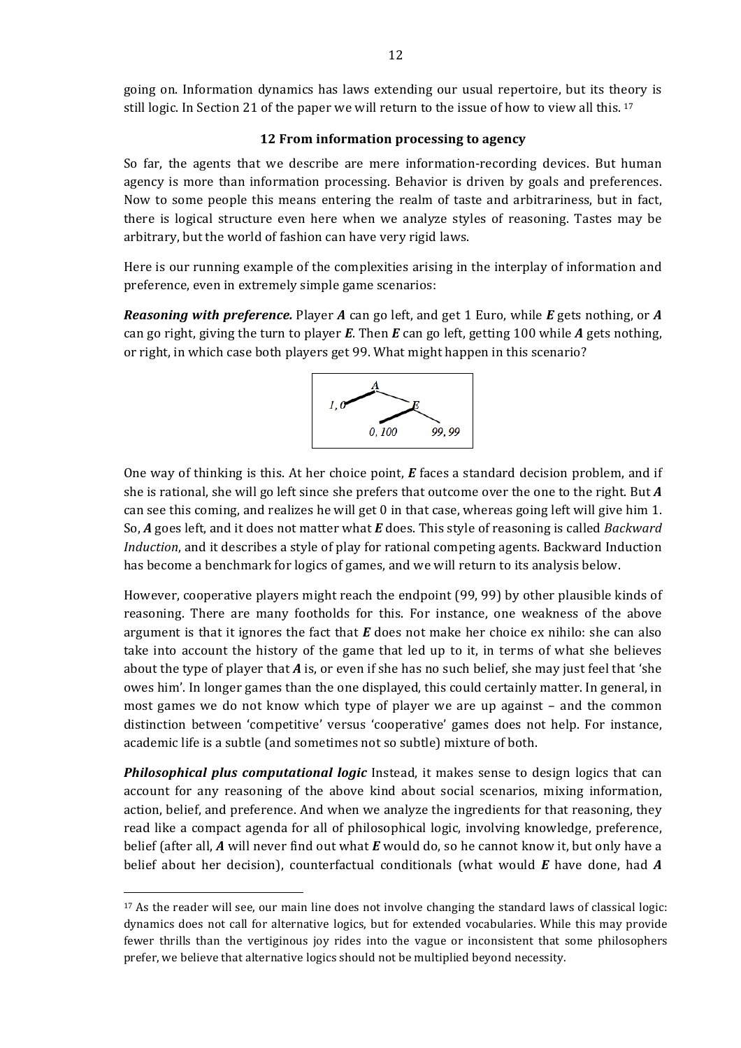going on. Information dynamics has laws extending our usual repertoire, but its theory is still logic. In Section 21 of the paper we will return to the issue of how to view all this. [17]

### 12 From information processing to agency

So far, the agents that we describe are mere information-recording devices. But human agency is more than information processing. Behavior is driven by goals and preferences. Now to some people this means entering the realm of taste and arbitrariness, but in fact, there is logical structure even here when we analyze styles of reasoning. Tastes may be arbitrary, but the world of fashion can have very rigid laws.

Here is our running example of the complexities arising in the interplay of information and preference, even in extremely simple game scenarios:

***Reasoning with preference.*** Player ***A*** can go left, and get 1 Euro, while ***E*** gets nothing, or ***A*** can go right, giving the turn to player ***E***. Then ***E*** can go left, getting 100 while ***A*** gets nothing, or right, in which case both players get 99. What might happen in this scenario?

One way of thinking is this. At her choice point, ***E*** faces a standard decision problem, and if she is rational, she will go left since she prefers that outcome over the one to the right. But ***A*** can see this coming, and realizes he will get 0 in that case, whereas going left will give him 1. So, ***A*** goes left, and it does not matter what ***E*** does. This style of reasoning is called *Backward Induction*, and it describes a style of play for rational competing agents. Backward Induction has become a benchmark for logics of games, and we will return to its analysis below.

However, cooperative players might reach the endpoint (99, 99) by other plausible kinds of reasoning. There are many footholds for this. For instance, one weakness of the above argument is that it ignores the fact that ***E*** does not make her choice ex nihilo: she can also take into account the history of the game that led up to it, in terms of what she believes about the type of player that ***A*** is, or even if she has no such belief, she may just feel that 'she owes him'. In longer games than the one displayed, this could certainly matter. In general, in most games we do not know which type of player we are up against – and the common distinction between 'competitive' versus 'cooperative' games does not help. For instance, academic life is a subtle (and sometimes not so subtle) mixture of both.

***Philosophical plus computational logic*** Instead, it makes sense to design logics that can account for any reasoning of the above kind about social scenarios, mixing information, action, belief, and preference. And when we analyze the ingredients for that reasoning, they read like a compact agenda for all of philosophical logic, involving knowledge, preference, belief (after all, ***A*** will never find out what ***E*** would do, so he cannot know it, but only have a belief about her decision), counterfactual conditionals (what would ***E*** have done, had ***A***

[17] As the reader will see, our main line does not involve changing the standard laws of classical logic: dynamics does not call for alternative logics, but for extended vocabularies. While this may provide fewer thrills than the vertiginous joy rides into the vague or inconsistent that some philosophers prefer, we believe that alternative logics should not be multiplied beyond necessity.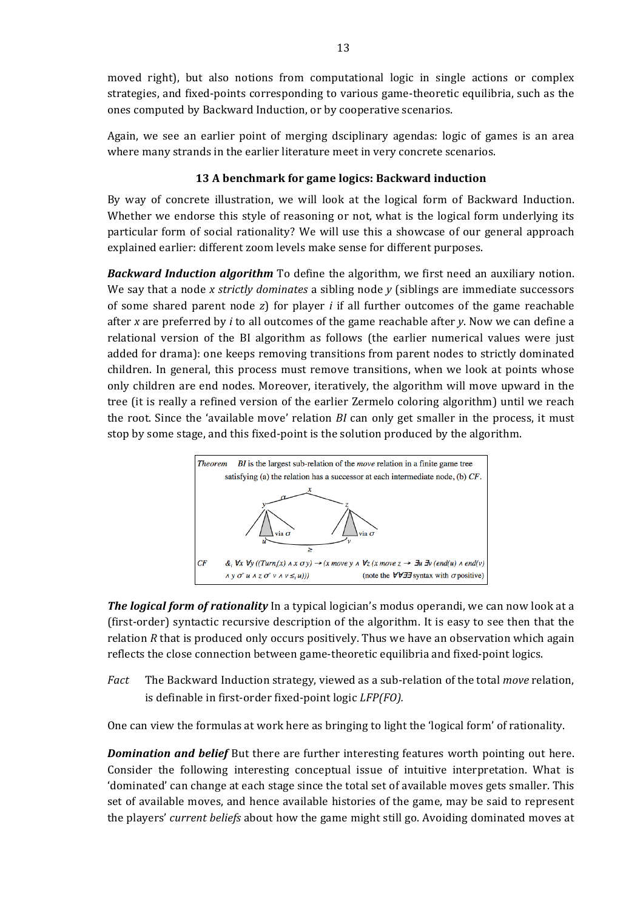moved right), but also notions from computational logic in single actions or complex strategies, and fixed-points corresponding to various game-theoretic equilibria, such as the ones computed by Backward Induction, or by cooperative scenarios.

Again, we see an earlier point of merging dsciplinary agendas: logic of games is an area where many strands in the earlier literature meet in very concrete scenarios.

## 13 A benchmark for game logics: Backward induction

By way of concrete illustration, we will look at the logical form of Backward Induction. Whether we endorse this style of reasoning or not, what is the logical form underlying its particular form of social rationality? We will use this a showcase of our general approach explained earlier: different zoom levels make sense for different purposes.

***Backward Induction algorithm*** To define the algorithm, we first need an auxiliary notion. We say that a node *x* *strictly dominates* a sibling node *y* (siblings are immediate successors of some shared parent node *z*) for player *i* if all further outcomes of the game reachable after *x* are preferred by *i* to all outcomes of the game reachable after *y*. Now we can define a relational version of the BI algorithm as follows (the earlier numerical values were just added for drama): one keeps removing transitions from parent nodes to strictly dominated children. In general, this process must remove transitions, when we look at points whose only children are end nodes. Moreover, iteratively, the algorithm will move upward in the tree (it is really a refined version of the earlier Zermelo coloring algorithm) until we reach the root. Since the 'available move' relation *BI* can only get smaller in the process, it must stop by some stage, and this fixed-point is the solution produced by the algorithm.

*Theorem* *BI* is the largest sub-relation of the *move* relation in a finite game tree satisfying (a) the relation has a successor at each intermediate node, (b) *CF*.

*CF* $\&_i\ \forall x\ \forall y\ ((Turn_i(x) \wedge x\ \sigma\ y) \rightarrow (x\ move\ y \wedge \forall z\ (x\ move\ z \rightarrow \exists u\ \exists v\ (end(u) \wedge end(v) \wedge y\ \sigma^*\ u \wedge z\ \sigma^*\ v \wedge v \leq_i u)))$ (note the $\forall\forall\exists\exists$ syntax with $\sigma$ positive)

***The logical form of rationality*** In a typical logician's modus operandi, we can now look at a (first-order) syntactic recursive description of the algorithm. It is easy to see then that the relation *R* that is produced only occurs positively. Thus we have an observation which again reflects the close connection between game-theoretic equilibria and fixed-point logics.

*Fact* The Backward Induction strategy, viewed as a sub-relation of the total *move* relation, is definable in first-order fixed-point logic *LFP(FO)*.

One can view the formulas at work here as bringing to light the 'logical form' of rationality.

***Domination and belief*** But there are further interesting features worth pointing out here. Consider the following interesting conceptual issue of intuitive interpretation. What is 'dominated' can change at each stage since the total set of available moves gets smaller. This set of available moves, and hence available histories of the game, may be said to represent the players' *current beliefs* about how the game might still go. Avoiding dominated moves at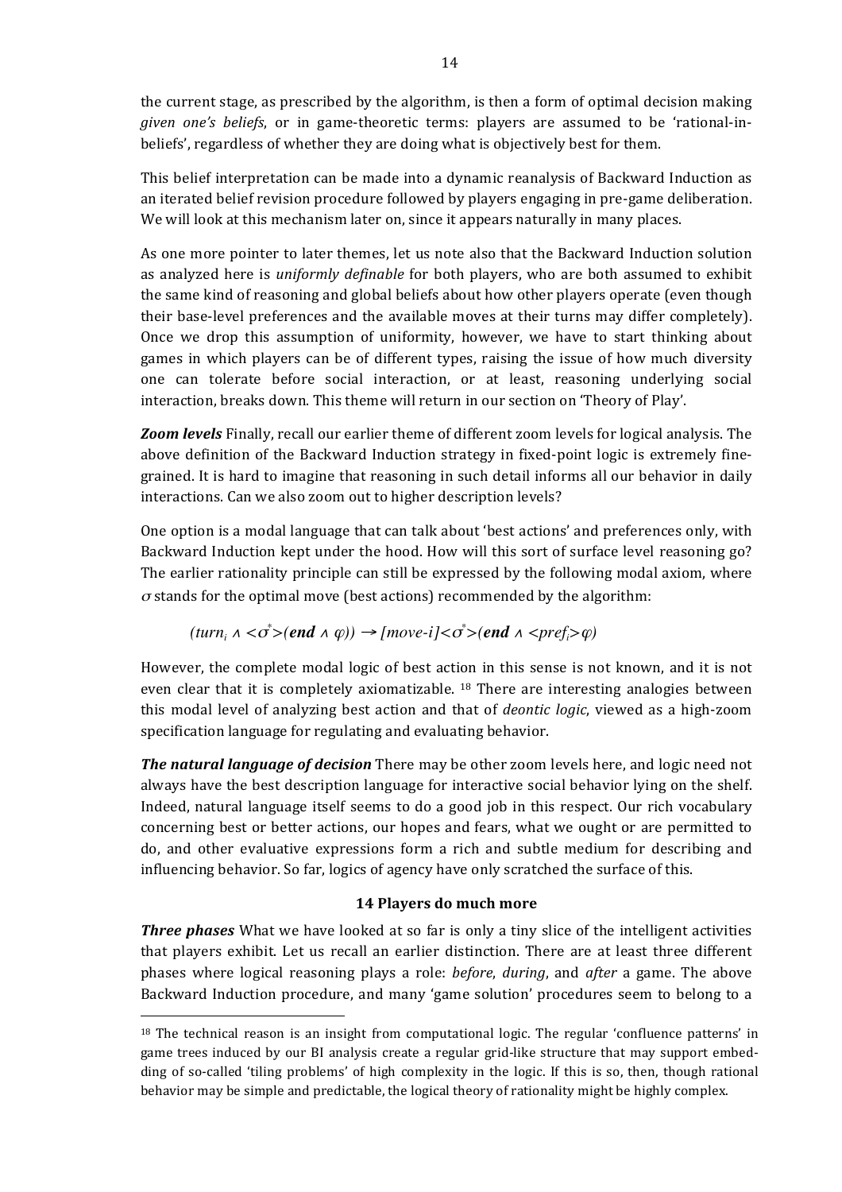the current stage, as prescribed by the algorithm, is then a form of optimal decision making *given one's beliefs*, or in game-theoretic terms: players are assumed to be 'rational-in-beliefs', regardless of whether they are doing what is objectively best for them.

This belief interpretation can be made into a dynamic reanalysis of Backward Induction as an iterated belief revision procedure followed by players engaging in pre-game deliberation. We will look at this mechanism later on, since it appears naturally in many places.

As one more pointer to later themes, let us note also that the Backward Induction solution as analyzed here is *uniformly definable* for both players, who are both assumed to exhibit the same kind of reasoning and global beliefs about how other players operate (even though their base-level preferences and the available moves at their turns may differ completely). Once we drop this assumption of uniformity, however, we have to start thinking about games in which players can be of different types, raising the issue of how much diversity one can tolerate before social interaction, or at least, reasoning underlying social interaction, breaks down. This theme will return in our section on 'Theory of Play'.

***Zoom levels*** Finally, recall our earlier theme of different zoom levels for logical analysis. The above definition of the Backward Induction strategy in fixed-point logic is extremely fine-grained. It is hard to imagine that reasoning in such detail informs all our behavior in daily interactions. Can we also zoom out to higher description levels?

One option is a modal language that can talk about 'best actions' and preferences only, with Backward Induction kept under the hood. How will this sort of surface level reasoning go? The earlier rationality principle can still be expressed by the following modal axiom, where $\sigma$ stands for the optimal move (best actions) recommended by the algorithm:

$$(turn_i \wedge \langle\sigma^*\rangle(\textbf{end} \wedge \varphi)) \rightarrow [move\text{-}i]\langle\sigma^*\rangle(\textbf{end} \wedge \langle pref_i\rangle\varphi)$$

However, the complete modal logic of best action in this sense is not known, and it is not even clear that it is completely axiomatizable. [18] There are interesting analogies between this modal level of analyzing best action and that of *deontic logic*, viewed as a high-zoom specification language for regulating and evaluating behavior.

***The natural language of decision*** There may be other zoom levels here, and logic need not always have the best description language for interactive social behavior lying on the shelf. Indeed, natural language itself seems to do a good job in this respect. Our rich vocabulary concerning best or better actions, our hopes and fears, what we ought or are permitted to do, and other evaluative expressions form a rich and subtle medium for describing and influencing behavior. So far, logics of agency have only scratched the surface of this.

## 14 Players do much more

***Three phases*** What we have looked at so far is only a tiny slice of the intelligent activities that players exhibit. Let us recall an earlier distinction. There are at least three different phases where logical reasoning plays a role: *before*, *during*, and *after* a game. The above Backward Induction procedure, and many 'game solution' procedures seem to belong to a

---

[18] The technical reason is an insight from computational logic. The regular 'confluence patterns' in game trees induced by our BI analysis create a regular grid-like structure that may support embedding of so-called 'tiling problems' of high complexity in the logic. If this is so, then, though rational behavior may be simple and predictable, the logical theory of rationality might be highly complex.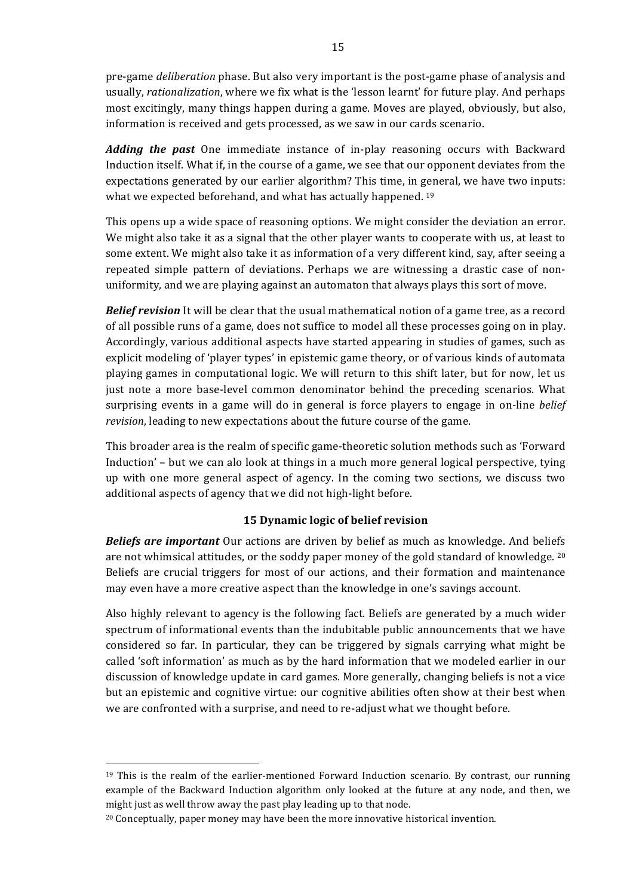pre-game *deliberation* phase. But also very important is the post-game phase of analysis and usually, *rationalization*, where we fix what is the 'lesson learnt' for future play. And perhaps most excitingly, many things happen during a game. Moves are played, obviously, but also, information is received and gets processed, as we saw in our cards scenario.

***Adding the past*** One immediate instance of in-play reasoning occurs with Backward Induction itself. What if, in the course of a game, we see that our opponent deviates from the expectations generated by our earlier algorithm? This time, in general, we have two inputs: what we expected beforehand, and what has actually happened. [19]

This opens up a wide space of reasoning options. We might consider the deviation an error. We might also take it as a signal that the other player wants to cooperate with us, at least to some extent. We might also take it as information of a very different kind, say, after seeing a repeated simple pattern of deviations. Perhaps we are witnessing a drastic case of non-uniformity, and we are playing against an automaton that always plays this sort of move.

***Belief revision*** It will be clear that the usual mathematical notion of a game tree, as a record of all possible runs of a game, does not suffice to model all these processes going on in play. Accordingly, various additional aspects have started appearing in studies of games, such as explicit modeling of 'player types' in epistemic game theory, or of various kinds of automata playing games in computational logic. We will return to this shift later, but for now, let us just note a more base-level common denominator behind the preceding scenarios. What surprising events in a game will do in general is force players to engage in on-line *belief revision*, leading to new expectations about the future course of the game.

This broader area is the realm of specific game-theoretic solution methods such as 'Forward Induction' – but we can alo look at things in a much more general logical perspective, tying up with one more general aspect of agency. In the coming two sections, we discuss two additional aspects of agency that we did not high-light before.

## 15 Dynamic logic of belief revision

***Beliefs are important*** Our actions are driven by belief as much as knowledge. And beliefs are not whimsical attitudes, or the soddy paper money of the gold standard of knowledge. [20] Beliefs are crucial triggers for most of our actions, and their formation and maintenance may even have a more creative aspect than the knowledge in one's savings account.

Also highly relevant to agency is the following fact. Beliefs are generated by a much wider spectrum of informational events than the indubitable public announcements that we have considered so far. In particular, they can be triggered by signals carrying what might be called 'soft information' as much as by the hard information that we modeled earlier in our discussion of knowledge update in card games. More generally, changing beliefs is not a vice but an epistemic and cognitive virtue: our cognitive abilities often show at their best when we are confronted with a surprise, and need to re-adjust what we thought before.

---

[19] This is the realm of the earlier-mentioned Forward Induction scenario. By contrast, our running example of the Backward Induction algorithm only looked at the future at any node, and then, we might just as well throw away the past play leading up to that node.

[20] Conceptually, paper money may have been the more innovative historical invention.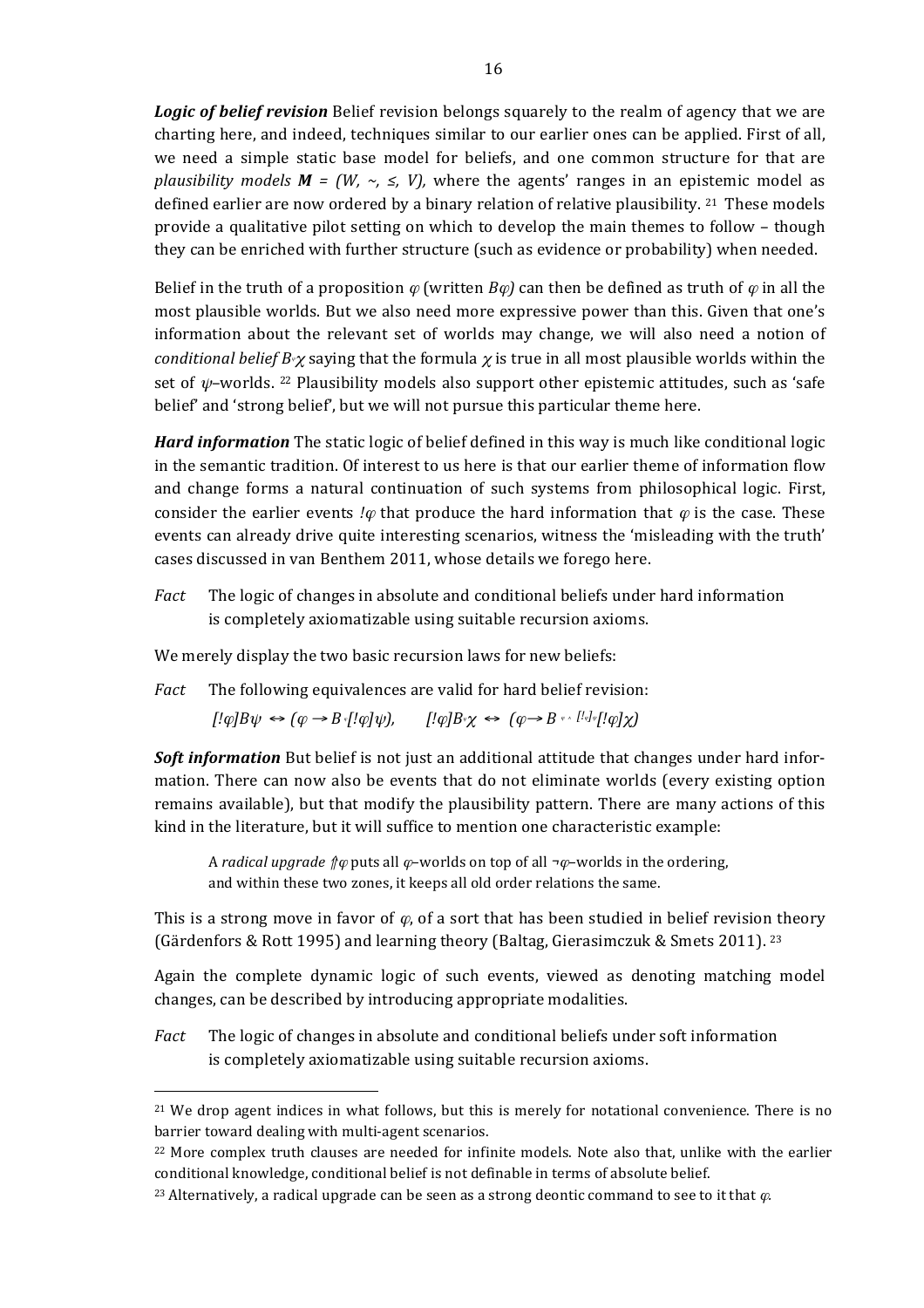***Logic of belief revision*** Belief revision belongs squarely to the realm of agency that we are charting here, and indeed, techniques similar to our earlier ones can be applied. First of all, we need a simple static base model for beliefs, and one common structure for that are *plausibility models* $\boldsymbol{M} = (W, \sim, \leq, V)$, where the agents' ranges in an epistemic model as defined earlier are now ordered by a binary relation of relative plausibility. [21] These models provide a qualitative pilot setting on which to develop the main themes to follow – though they can be enriched with further structure (such as evidence or probability) when needed.

Belief in the truth of a proposition $\varphi$ (written $B\varphi$) can then be defined as truth of $\varphi$ in all the most plausible worlds. But we also need more expressive power than this. Given that one's information about the relevant set of worlds may change, we will also need a notion of *conditional belief* $B^{\psi}\chi$ saying that the formula $\chi$ is true in all most plausible worlds within the set of $\psi$–worlds. [22] Plausibility models also support other epistemic attitudes, such as 'safe belief' and 'strong belief', but we will not pursue this particular theme here.

***Hard information*** The static logic of belief defined in this way is much like conditional logic in the semantic tradition. Of interest to us here is that our earlier theme of information flow and change forms a natural continuation of such systems from philosophical logic. First, consider the earlier events $!\varphi$ that produce the hard information that $\varphi$ is the case. These events can already drive quite interesting scenarios, witness the 'misleading with the truth' cases discussed in van Benthem 2011, whose details we forego here.

*Fact* The logic of changes in absolute and conditional beliefs under hard information is completely axiomatizable using suitable recursion axioms.

We merely display the two basic recursion laws for new beliefs:

*Fact* The following equivalences are valid for hard belief revision:

$$[!\varphi]B\psi \leftrightarrow (\varphi \rightarrow B^{\varphi}[!\varphi]\psi), \qquad [!\varphi]B^{\psi}\chi \leftrightarrow (\varphi \rightarrow B^{\varphi \wedge [!\varphi]\psi}[!\varphi]\chi)$$

***Soft information*** But belief is not just an additional attitude that changes under hard information. There can now also be events that do not eliminate worlds (every existing option remains available), but that modify the plausibility pattern. There are many actions of this kind in the literature, but it will suffice to mention one characteristic example:

> A *radical upgrade* $\Uparrow\varphi$ puts all $\varphi$–worlds on top of all $\neg\varphi$–worlds in the ordering, and within these two zones, it keeps all old order relations the same.

This is a strong move in favor of $\varphi$, of a sort that has been studied in belief revision theory (Gärdenfors & Rott 1995) and learning theory (Baltag, Gierasimczuk & Smets 2011). [23]

Again the complete dynamic logic of such events, viewed as denoting matching model changes, can be described by introducing appropriate modalities.

*Fact* The logic of changes in absolute and conditional beliefs under soft information is completely axiomatizable using suitable recursion axioms.

---

[21] We drop agent indices in what follows, but this is merely for notational convenience. There is no barrier toward dealing with multi-agent scenarios.

[22] More complex truth clauses are needed for infinite models. Note also that, unlike with the earlier conditional knowledge, conditional belief is not definable in terms of absolute belief.

[23] Alternatively, a radical upgrade can be seen as a strong deontic command to see to it that $\varphi$.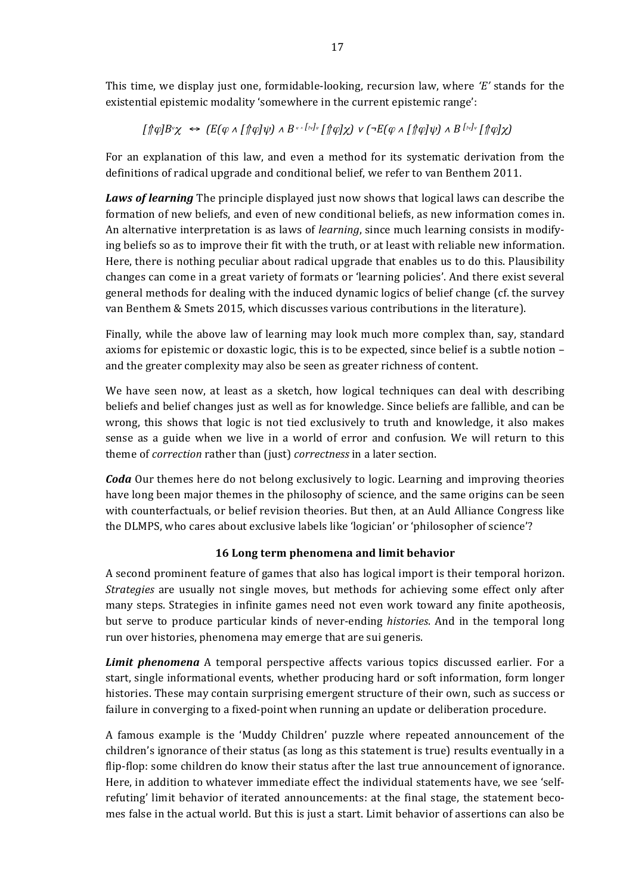This time, we display just one, formidable-looking, recursion law, where *'E'* stands for the existential epistemic modality 'somewhere in the current epistemic range':

$$[\Uparrow\varphi]B^{\psi}\chi \;\leftrightarrow\; (E(\varphi \wedge [\Uparrow\varphi]\psi) \wedge B^{\varphi \wedge [\Uparrow\varphi]\psi}[\Uparrow\varphi]\chi) \vee (\neg E(\varphi \wedge [\Uparrow\varphi]\psi) \wedge B^{[\Uparrow\varphi]\psi}[\Uparrow\varphi]\chi)$$

For an explanation of this law, and even a method for its systematic derivation from the definitions of radical upgrade and conditional belief, we refer to van Benthem 2011.

***Laws of learning*** The principle displayed just now shows that logical laws can describe the formation of new beliefs, and even of new conditional beliefs, as new information comes in. An alternative interpretation is as laws of *learning*, since much learning consists in modifying beliefs so as to improve their fit with the truth, or at least with reliable new information. Here, there is nothing peculiar about radical upgrade that enables us to do this. Plausibility changes can come in a great variety of formats or 'learning policies'. And there exist several general methods for dealing with the induced dynamic logics of belief change (cf. the survey van Benthem & Smets 2015, which discusses various contributions in the literature).

Finally, while the above law of learning may look much more complex than, say, standard axioms for epistemic or doxastic logic, this is to be expected, since belief is a subtle notion – and the greater complexity may also be seen as greater richness of content.

We have seen now, at least as a sketch, how logical techniques can deal with describing beliefs and belief changes just as well as for knowledge. Since beliefs are fallible, and can be wrong, this shows that logic is not tied exclusively to truth and knowledge, it also makes sense as a guide when we live in a world of error and confusion. We will return to this theme of *correction* rather than (just) *correctness* in a later section.

***Coda*** Our themes here do not belong exclusively to logic. Learning and improving theories have long been major themes in the philosophy of science, and the same origins can be seen with counterfactuals, or belief revision theories. But then, at an Auld Alliance Congress like the DLMPS, who cares about exclusive labels like 'logician' or 'philosopher of science'?

## 16 Long term phenomena and limit behavior

A second prominent feature of games that also has logical import is their temporal horizon. *Strategies* are usually not single moves, but methods for achieving some effect only after many steps. Strategies in infinite games need not even work toward any finite apotheosis, but serve to produce particular kinds of never-ending *histories*. And in the temporal long run over histories, phenomena may emerge that are sui generis.

***Limit phenomena*** A temporal perspective affects various topics discussed earlier. For a start, single informational events, whether producing hard or soft information, form longer histories. These may contain surprising emergent structure of their own, such as success or failure in converging to a fixed-point when running an update or deliberation procedure.

A famous example is the 'Muddy Children' puzzle where repeated announcement of the children's ignorance of their status (as long as this statement is true) results eventually in a flip-flop: some children do know their status after the last true announcement of ignorance. Here, in addition to whatever immediate effect the individual statements have, we see 'self-refuting' limit behavior of iterated announcements: at the final stage, the statement becomes false in the actual world. But this is just a start. Limit behavior of assertions can also be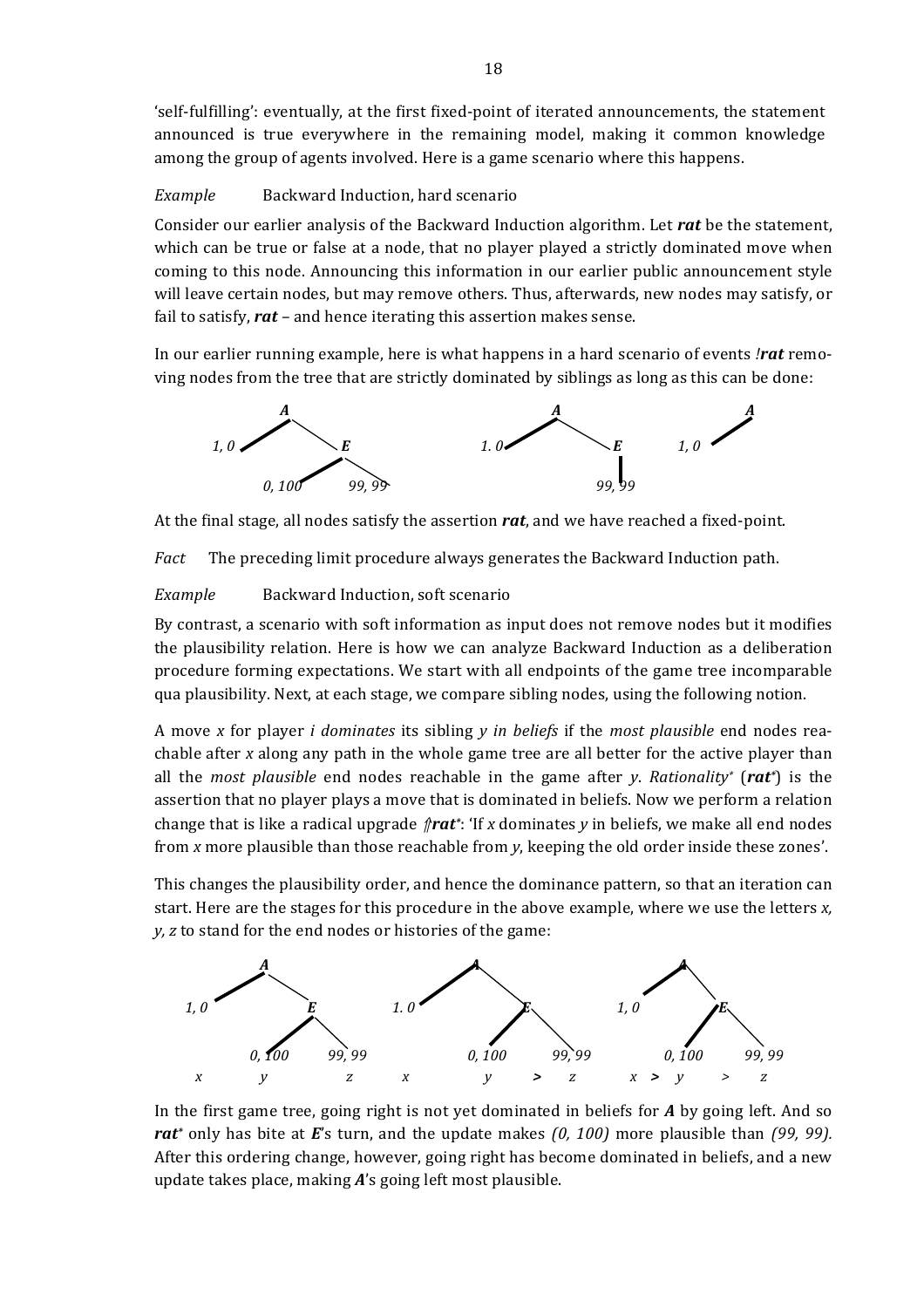'self-fulfilling': eventually, at the first fixed-point of iterated announcements, the statement announced is true everywhere in the remaining model, making it common knowledge among the group of agents involved. Here is a game scenario where this happens.

*Example* Backward Induction, hard scenario

Consider our earlier analysis of the Backward Induction algorithm. Let ***rat*** be the statement, which can be true or false at a node, that no player played a strictly dominated move when coming to this node. Announcing this information in our earlier public announcement style will leave certain nodes, but may remove others. Thus, afterwards, new nodes may satisfy, or fail to satisfy, ***rat*** – and hence iterating this assertion makes sense.

In our earlier running example, here is what happens in a hard scenario of events *!**rat*** removing nodes from the tree that are strictly dominated by siblings as long as this can be done:

At the final stage, all nodes satisfy the assertion ***rat***, and we have reached a fixed-point.

*Fact* The preceding limit procedure always generates the Backward Induction path.

*Example* Backward Induction, soft scenario

By contrast, a scenario with soft information as input does not remove nodes but it modifies the plausibility relation. Here is how we can analyze Backward Induction as a deliberation procedure forming expectations. We start with all endpoints of the game tree incomparable qua plausibility. Next, at each stage, we compare sibling nodes, using the following notion.

A move *x* for player *i dominates* its sibling *y in beliefs* if the *most plausible* end nodes reachable after *x* along any path in the whole game tree are all better for the active player than all the *most plausible* end nodes reachable in the game after *y*. *Rationality\** (***rat\****) is the assertion that no player plays a move that is dominated in beliefs. Now we perform a relation change that is like a radical upgrade ⇑***rat\****: 'If *x* dominates *y* in beliefs, we make all end nodes from *x* more plausible than those reachable from *y*, keeping the old order inside these zones'.

This changes the plausibility order, and hence the dominance pattern, so that an iteration can start. Here are the stages for this procedure in the above example, where we use the letters *x, y, z* to stand for the end nodes or histories of the game:

In the first game tree, going right is not yet dominated in beliefs for ***A*** by going left. And so ***rat\**** only has bite at ***E***'s turn, and the update makes *(0, 100)* more plausible than *(99, 99)*. After this ordering change, however, going right has become dominated in beliefs, and a new update takes place, making ***A***'s going left most plausible.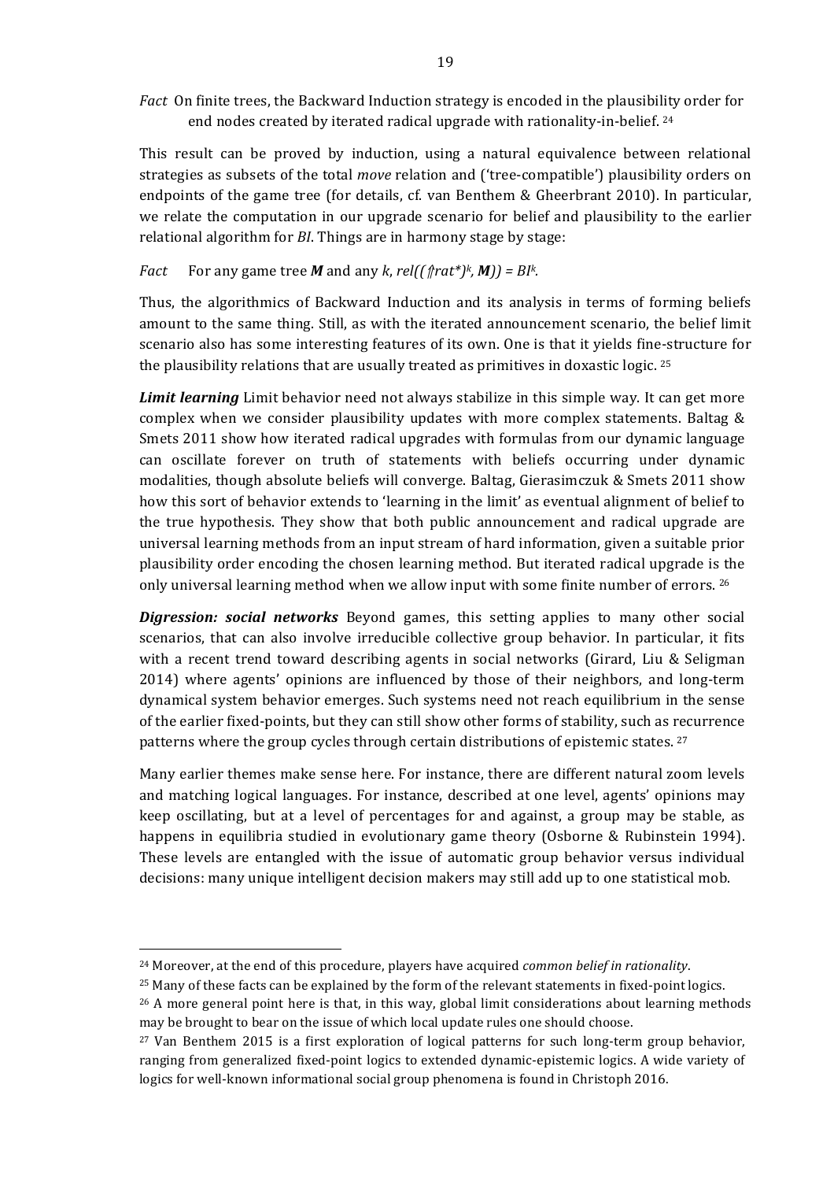*Fact* On finite trees, the Backward Induction strategy is encoded in the plausibility order for end nodes created by iterated radical upgrade with rationality-in-belief. [24]

This result can be proved by induction, using a natural equivalence between relational strategies as subsets of the total *move* relation and ('tree-compatible') plausibility orders on endpoints of the game tree (for details, cf. van Benthem & Gheerbrant 2010). In particular, we relate the computation in our upgrade scenario for belief and plausibility to the earlier relational algorithm for *BI*. Things are in harmony stage by stage:

*Fact* For any game tree $\boldsymbol{M}$ and any $k$, $rel((\Uparrow rat^*)^k, \boldsymbol{M})) = BI^k$.

Thus, the algorithmics of Backward Induction and its analysis in terms of forming beliefs amount to the same thing. Still, as with the iterated announcement scenario, the belief limit scenario also has some interesting features of its own. One is that it yields fine-structure for the plausibility relations that are usually treated as primitives in doxastic logic. [25]

***Limit learning*** Limit behavior need not always stabilize in this simple way. It can get more complex when we consider plausibility updates with more complex statements. Baltag & Smets 2011 show how iterated radical upgrades with formulas from our dynamic language can oscillate forever on truth of statements with beliefs occurring under dynamic modalities, though absolute beliefs will converge. Baltag, Gierasimczuk & Smets 2011 show how this sort of behavior extends to 'learning in the limit' as eventual alignment of belief to the true hypothesis. They show that both public announcement and radical upgrade are universal learning methods from an input stream of hard information, given a suitable prior plausibility order encoding the chosen learning method. But iterated radical upgrade is the only universal learning method when we allow input with some finite number of errors. [26]

***Digression: social networks*** Beyond games, this setting applies to many other social scenarios, that can also involve irreducible collective group behavior. In particular, it fits with a recent trend toward describing agents in social networks (Girard, Liu & Seligman 2014) where agents' opinions are influenced by those of their neighbors, and long-term dynamical system behavior emerges. Such systems need not reach equilibrium in the sense of the earlier fixed-points, but they can still show other forms of stability, such as recurrence patterns where the group cycles through certain distributions of epistemic states. [27]

Many earlier themes make sense here. For instance, there are different natural zoom levels and matching logical languages. For instance, described at one level, agents' opinions may keep oscillating, but at a level of percentages for and against, a group may be stable, as happens in equilibria studied in evolutionary game theory (Osborne & Rubinstein 1994). These levels are entangled with the issue of automatic group behavior versus individual decisions: many unique intelligent decision makers may still add up to one statistical mob.

---

[24] Moreover, at the end of this procedure, players have acquired *common belief in rationality*.

[25] Many of these facts can be explained by the form of the relevant statements in fixed-point logics.

[26] A more general point here is that, in this way, global limit considerations about learning methods may be brought to bear on the issue of which local update rules one should choose.

[27] Van Benthem 2015 is a first exploration of logical patterns for such long-term group behavior, ranging from generalized fixed-point logics to extended dynamic-epistemic logics. A wide variety of logics for well-known informational social group phenomena is found in Christoph 2016.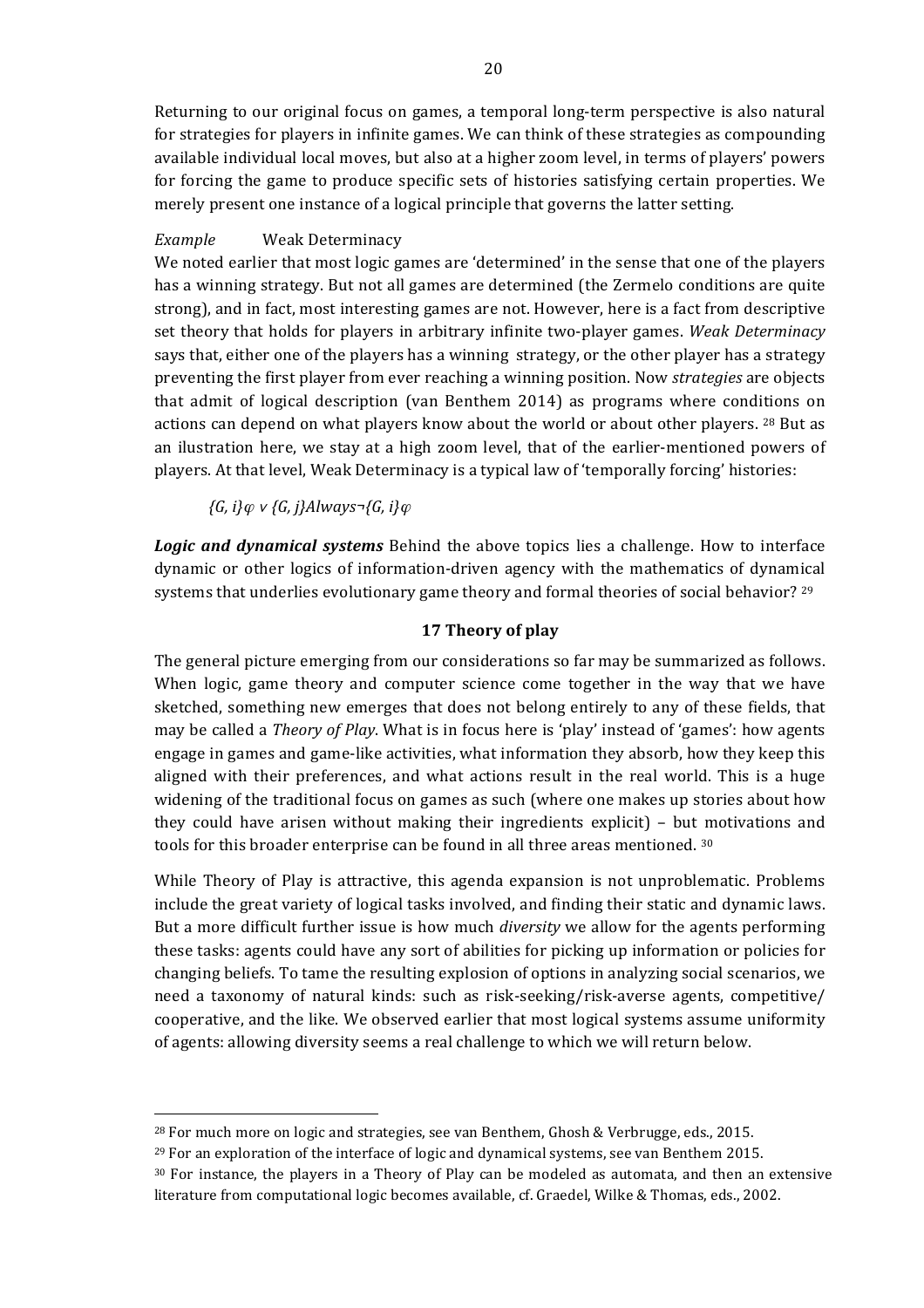Returning to our original focus on games, a temporal long-term perspective is also natural for strategies for players in infinite games. We can think of these strategies as compounding available individual local moves, but also at a higher zoom level, in terms of players' powers for forcing the game to produce specific sets of histories satisfying certain properties. We merely present one instance of a logical principle that governs the latter setting.

*Example* Weak Determinacy
We noted earlier that most logic games are 'determined' in the sense that one of the players has a winning strategy. But not all games are determined (the Zermelo conditions are quite strong), and in fact, most interesting games are not. However, here is a fact from descriptive set theory that holds for players in arbitrary infinite two-player games. *Weak Determinacy* says that, either one of the players has a winning strategy, or the other player has a strategy preventing the first player from ever reaching a winning position. Now *strategies* are objects that admit of logical description (van Benthem 2014) as programs where conditions on actions can depend on what players know about the world or about other players. [28] But as an ilustration here, we stay at a high zoom level, that of the earlier-mentioned powers of players. At that level, Weak Determinacy is a typical law of 'temporally forcing' histories:

$\{G, i\}\varphi \vee \{G, j\}Always\neg\{G, i\}\varphi$

***Logic and dynamical systems*** Behind the above topics lies a challenge. How to interface dynamic or other logics of information-driven agency with the mathematics of dynamical systems that underlies evolutionary game theory and formal theories of social behavior? [29]

## 17 Theory of play

The general picture emerging from our considerations so far may be summarized as follows. When logic, game theory and computer science come together in the way that we have sketched, something new emerges that does not belong entirely to any of these fields, that may be called a *Theory of Play*. What is in focus here is 'play' instead of 'games': how agents engage in games and game-like activities, what information they absorb, how they keep this aligned with their preferences, and what actions result in the real world. This is a huge widening of the traditional focus on games as such (where one makes up stories about how they could have arisen without making their ingredients explicit) – but motivations and tools for this broader enterprise can be found in all three areas mentioned. [30]

While Theory of Play is attractive, this agenda expansion is not unproblematic. Problems include the great variety of logical tasks involved, and finding their static and dynamic laws. But a more difficult further issue is how much *diversity* we allow for the agents performing these tasks: agents could have any sort of abilities for picking up information or policies for changing beliefs. To tame the resulting explosion of options in analyzing social scenarios, we need a taxonomy of natural kinds: such as risk-seeking/risk-averse agents, competitive/ cooperative, and the like. We observed earlier that most logical systems assume uniformity of agents: allowing diversity seems a real challenge to which we will return below.

---

[28] For much more on logic and strategies, see van Benthem, Ghosh & Verbrugge, eds., 2015.

[29] For an exploration of the interface of logic and dynamical systems, see van Benthem 2015.

[30] For instance, the players in a Theory of Play can be modeled as automata, and then an extensive literature from computational logic becomes available, cf. Graedel, Wilke & Thomas, eds., 2002.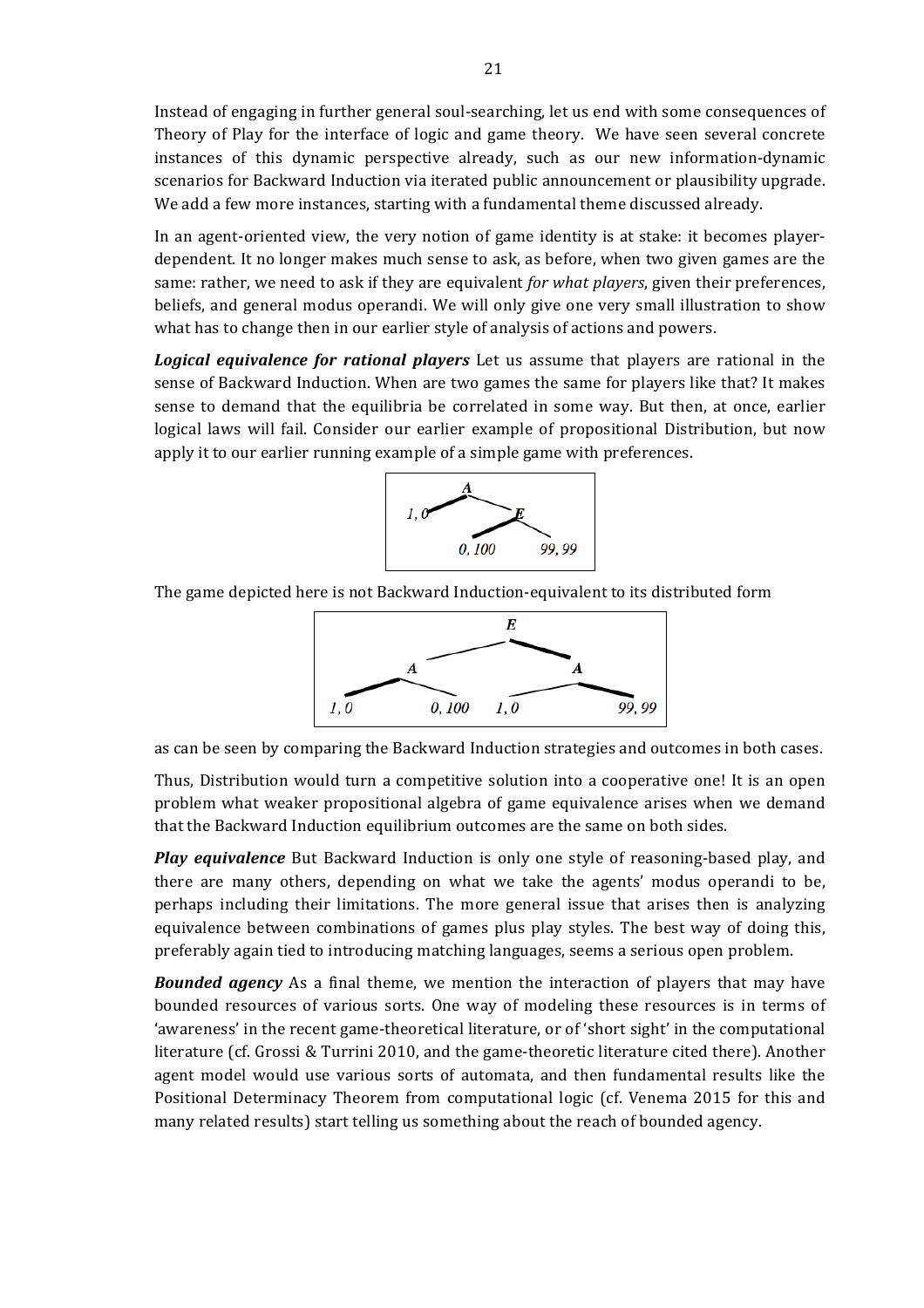Instead of engaging in further general soul-searching, let us end with some consequences of Theory of Play for the interface of logic and game theory. We have seen several concrete instances of this dynamic perspective already, such as our new information-dynamic scenarios for Backward Induction via iterated public announcement or plausibility upgrade. We add a few more instances, starting with a fundamental theme discussed already.

In an agent-oriented view, the very notion of game identity is at stake: it becomes player-dependent. It no longer makes much sense to ask, as before, when two given games are the same: rather, we need to ask if they are equivalent *for what players*, given their preferences, beliefs, and general modus operandi. We will only give one very small illustration to show what has to change then in our earlier style of analysis of actions and powers.

***Logical equivalence for rational players*** Let us assume that players are rational in the sense of Backward Induction. When are two games the same for players like that? It makes sense to demand that the equilibria be correlated in some way. But then, at once, earlier logical laws will fail. Consider our earlier example of propositional Distribution, but now apply it to our earlier running example of a simple game with preferences.

The game depicted here is not Backward Induction-equivalent to its distributed form

as can be seen by comparing the Backward Induction strategies and outcomes in both cases.

Thus, Distribution would turn a competitive solution into a cooperative one! It is an open problem what weaker propositional algebra of game equivalence arises when we demand that the Backward Induction equilibrium outcomes are the same on both sides.

***Play equivalence*** But Backward Induction is only one style of reasoning-based play, and there are many others, depending on what we take the agents' modus operandi to be, perhaps including their limitations. The more general issue that arises then is analyzing equivalence between combinations of games plus play styles. The best way of doing this, preferably again tied to introducing matching languages, seems a serious open problem.

***Bounded agency*** As a final theme, we mention the interaction of players that may have bounded resources of various sorts. One way of modeling these resources is in terms of 'awareness' in the recent game-theoretical literature, or of 'short sight' in the computational literature (cf. Grossi & Turrini 2010, and the game-theoretic literature cited there). Another agent model would use various sorts of automata, and then fundamental results like the Positional Determinacy Theorem from computational logic (cf. Venema 2015 for this and many related results) start telling us something about the reach of bounded agency.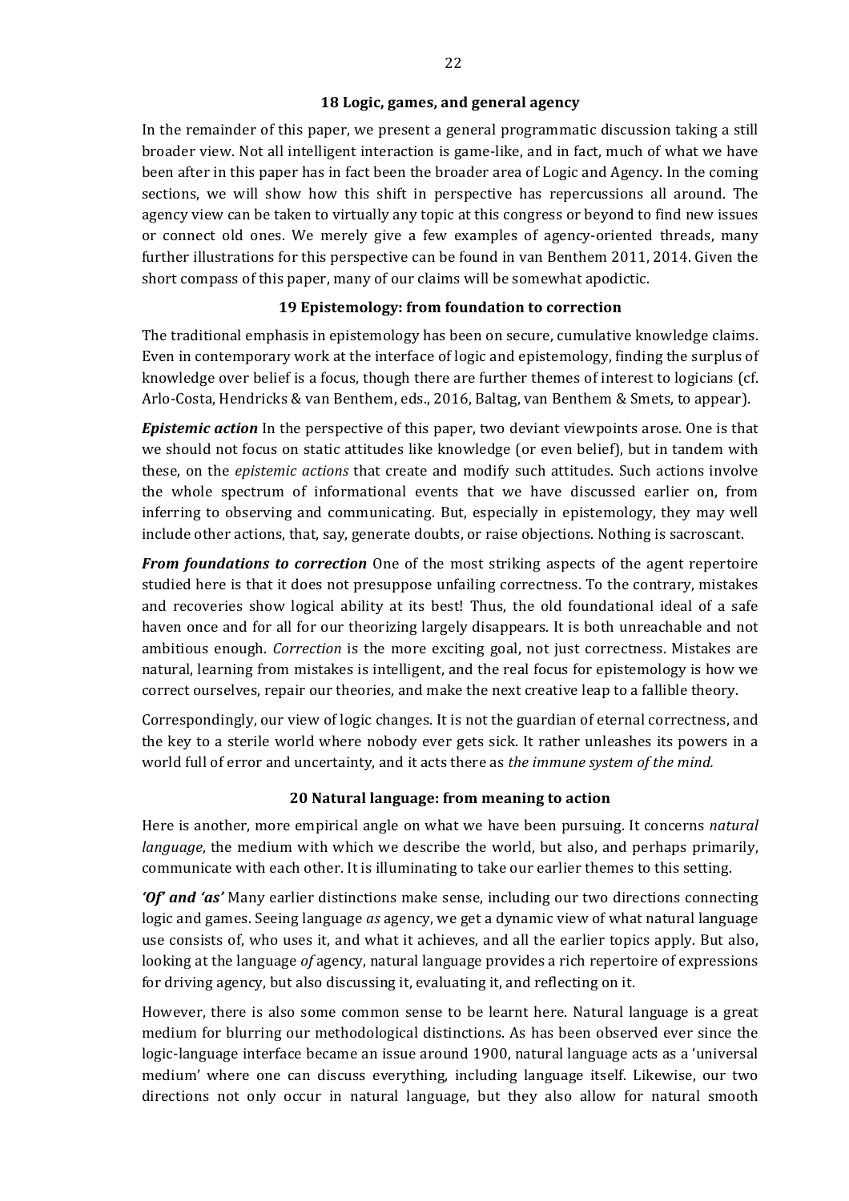## 18 Logic, games, and general agency

In the remainder of this paper, we present a general programmatic discussion taking a still broader view. Not all intelligent interaction is game-like, and in fact, much of what we have been after in this paper has in fact been the broader area of Logic and Agency. In the coming sections, we will show how this shift in perspective has repercussions all around. The agency view can be taken to virtually any topic at this congress or beyond to find new issues or connect old ones. We merely give a few examples of agency-oriented threads, many further illustrations for this perspective can be found in van Benthem 2011, 2014. Given the short compass of this paper, many of our claims will be somewhat apodictic.

## 19 Epistemology: from foundation to correction

The traditional emphasis in epistemology has been on secure, cumulative knowledge claims. Even in contemporary work at the interface of logic and epistemology, finding the surplus of knowledge over belief is a focus, though there are further themes of interest to logicians (cf. Arlo-Costa, Hendricks & van Benthem, eds., 2016, Baltag, van Benthem & Smets, to appear).

***Epistemic action*** In the perspective of this paper, two deviant viewpoints arose. One is that we should not focus on static attitudes like knowledge (or even belief), but in tandem with these, on the *epistemic actions* that create and modify such attitudes. Such actions involve the whole spectrum of informational events that we have discussed earlier on, from inferring to observing and communicating. But, especially in epistemology, they may well include other actions, that, say, generate doubts, or raise objections. Nothing is sacroscant.

***From foundations to correction*** One of the most striking aspects of the agent repertoire studied here is that it does not presuppose unfailing correctness. To the contrary, mistakes and recoveries show logical ability at its best! Thus, the old foundational ideal of a safe haven once and for all for our theorizing largely disappears. It is both unreachable and not ambitious enough. *Correction* is the more exciting goal, not just correctness. Mistakes are natural, learning from mistakes is intelligent, and the real focus for epistemology is how we correct ourselves, repair our theories, and make the next creative leap to a fallible theory.

Correspondingly, our view of logic changes. It is not the guardian of eternal correctness, and the key to a sterile world where nobody ever gets sick. It rather unleashes its powers in a world full of error and uncertainty, and it acts there as *the immune system of the mind.*

## 20 Natural language: from meaning to action

Here is another, more empirical angle on what we have been pursuing. It concerns *natural language*, the medium with which we describe the world, but also, and perhaps primarily, communicate with each other. It is illuminating to take our earlier themes to this setting.

***'Of' and 'as'*** Many earlier distinctions make sense, including our two directions connecting logic and games. Seeing language *as* agency, we get a dynamic view of what natural language use consists of, who uses it, and what it achieves, and all the earlier topics apply. But also, looking at the language *of* agency, natural language provides a rich repertoire of expressions for driving agency, but also discussing it, evaluating it, and reflecting on it.

However, there is also some common sense to be learnt here. Natural language is a great medium for blurring our methodological distinctions. As has been observed ever since the logic-language interface became an issue around 1900, natural language acts as a 'universal medium' where one can discuss everything, including language itself. Likewise, our two directions not only occur in natural language, but they also allow for natural smooth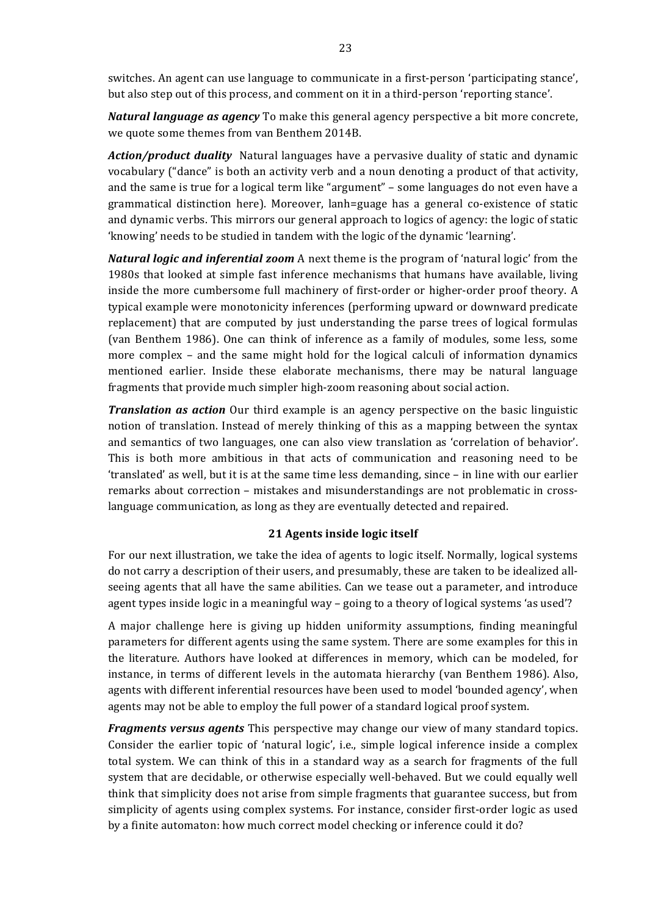switches. An agent can use language to communicate in a first-person 'participating stance', but also step out of this process, and comment on it in a third-person 'reporting stance'.

***Natural language as agency*** To make this general agency perspective a bit more concrete, we quote some themes from van Benthem 2014B.

***Action/product duality*** Natural languages have a pervasive duality of static and dynamic vocabulary ("dance" is both an activity verb and a noun denoting a product of that activity, and the same is true for a logical term like "argument" – some languages do not even have a grammatical distinction here). Moreover, lanh=guage has a general co-existence of static and dynamic verbs. This mirrors our general approach to logics of agency: the logic of static 'knowing' needs to be studied in tandem with the logic of the dynamic 'learning'.

***Natural logic and inferential zoom*** A next theme is the program of 'natural logic' from the 1980s that looked at simple fast inference mechanisms that humans have available, living inside the more cumbersome full machinery of first-order or higher-order proof theory. A typical example were monotonicity inferences (performing upward or downward predicate replacement) that are computed by just understanding the parse trees of logical formulas (van Benthem 1986). One can think of inference as a family of modules, some less, some more complex – and the same might hold for the logical calculi of information dynamics mentioned earlier. Inside these elaborate mechanisms, there may be natural language fragments that provide much simpler high-zoom reasoning about social action.

***Translation as action*** Our third example is an agency perspective on the basic linguistic notion of translation. Instead of merely thinking of this as a mapping between the syntax and semantics of two languages, one can also view translation as 'correlation of behavior'. This is both more ambitious in that acts of communication and reasoning need to be 'translated' as well, but it is at the same time less demanding, since – in line with our earlier remarks about correction – mistakes and misunderstandings are not problematic in cross-language communication, as long as they are eventually detected and repaired.

## 21 Agents inside logic itself

For our next illustration, we take the idea of agents to logic itself. Normally, logical systems do not carry a description of their users, and presumably, these are taken to be idealized all-seeing agents that all have the same abilities. Can we tease out a parameter, and introduce agent types inside logic in a meaningful way – going to a theory of logical systems 'as used'?

A major challenge here is giving up hidden uniformity assumptions, finding meaningful parameters for different agents using the same system. There are some examples for this in the literature. Authors have looked at differences in memory, which can be modeled, for instance, in terms of different levels in the automata hierarchy (van Benthem 1986). Also, agents with different inferential resources have been used to model 'bounded agency', when agents may not be able to employ the full power of a standard logical proof system.

***Fragments versus agents*** This perspective may change our view of many standard topics. Consider the earlier topic of 'natural logic', i.e., simple logical inference inside a complex total system. We can think of this in a standard way as a search for fragments of the full system that are decidable, or otherwise especially well-behaved. But we could equally well think that simplicity does not arise from simple fragments that guarantee success, but from simplicity of agents using complex systems. For instance, consider first-order logic as used by a finite automaton: how much correct model checking or inference could it do?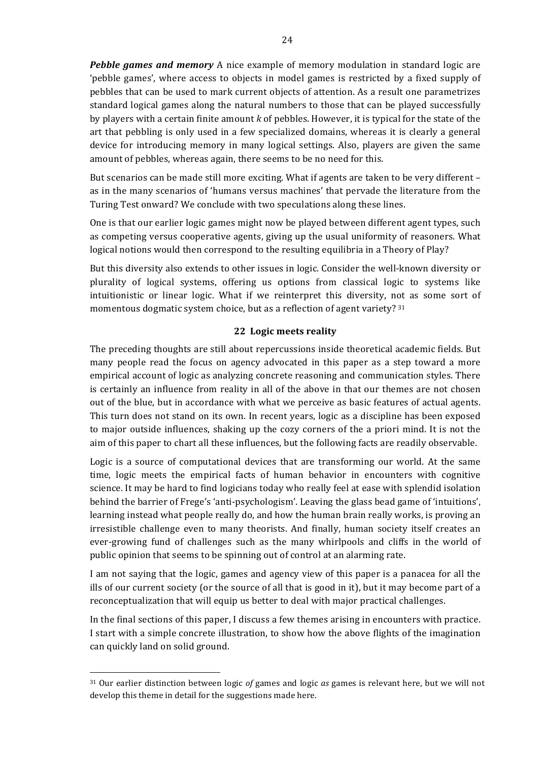***Pebble games and memory*** A nice example of memory modulation in standard logic are 'pebble games', where access to objects in model games is restricted by a fixed supply of pebbles that can be used to mark current objects of attention. As a result one parametrizes standard logical games along the natural numbers to those that can be played successfully by players with a certain finite amount $k$ of pebbles. However, it is typical for the state of the art that pebbling is only used in a few specialized domains, whereas it is clearly a general device for introducing memory in many logical settings. Also, players are given the same amount of pebbles, whereas again, there seems to be no need for this.

But scenarios can be made still more exciting. What if agents are taken to be very different – as in the many scenarios of 'humans versus machines' that pervade the literature from the Turing Test onward? We conclude with two speculations along these lines.

One is that our earlier logic games might now be played between different agent types, such as competing versus cooperative agents, giving up the usual uniformity of reasoners. What logical notions would then correspond to the resulting equilibria in a Theory of Play?

But this diversity also extends to other issues in logic. Consider the well-known diversity or plurality of logical systems, offering us options from classical logic to systems like intuitionistic or linear logic. What if we reinterpret this diversity, not as some sort of momentous dogmatic system choice, but as a reflection of agent variety? [31]

## 22 Logic meets reality

The preceding thoughts are still about repercussions inside theoretical academic fields. But many people read the focus on agency advocated in this paper as a step toward a more empirical account of logic as analyzing concrete reasoning and communication styles. There is certainly an influence from reality in all of the above in that our themes are not chosen out of the blue, but in accordance with what we perceive as basic features of actual agents. This turn does not stand on its own. In recent years, logic as a discipline has been exposed to major outside influences, shaking up the cozy corners of the a priori mind. It is not the aim of this paper to chart all these influences, but the following facts are readily observable.

Logic is a source of computational devices that are transforming our world. At the same time, logic meets the empirical facts of human behavior in encounters with cognitive science. It may be hard to find logicians today who really feel at ease with splendid isolation behind the barrier of Frege's 'anti-psychologism'. Leaving the glass bead game of 'intuitions', learning instead what people really do, and how the human brain really works, is proving an irresistible challenge even to many theorists. And finally, human society itself creates an ever-growing fund of challenges such as the many whirlpools and cliffs in the world of public opinion that seems to be spinning out of control at an alarming rate.

I am not saying that the logic, games and agency view of this paper is a panacea for all the ills of our current society (or the source of all that is good in it), but it may become part of a reconceptualization that will equip us better to deal with major practical challenges.

In the final sections of this paper, I discuss a few themes arising in encounters with practice. I start with a simple concrete illustration, to show how the above flights of the imagination can quickly land on solid ground.

---

[31] Our earlier distinction between logic *of* games and logic *as* games is relevant here, but we will not develop this theme in detail for the suggestions made here.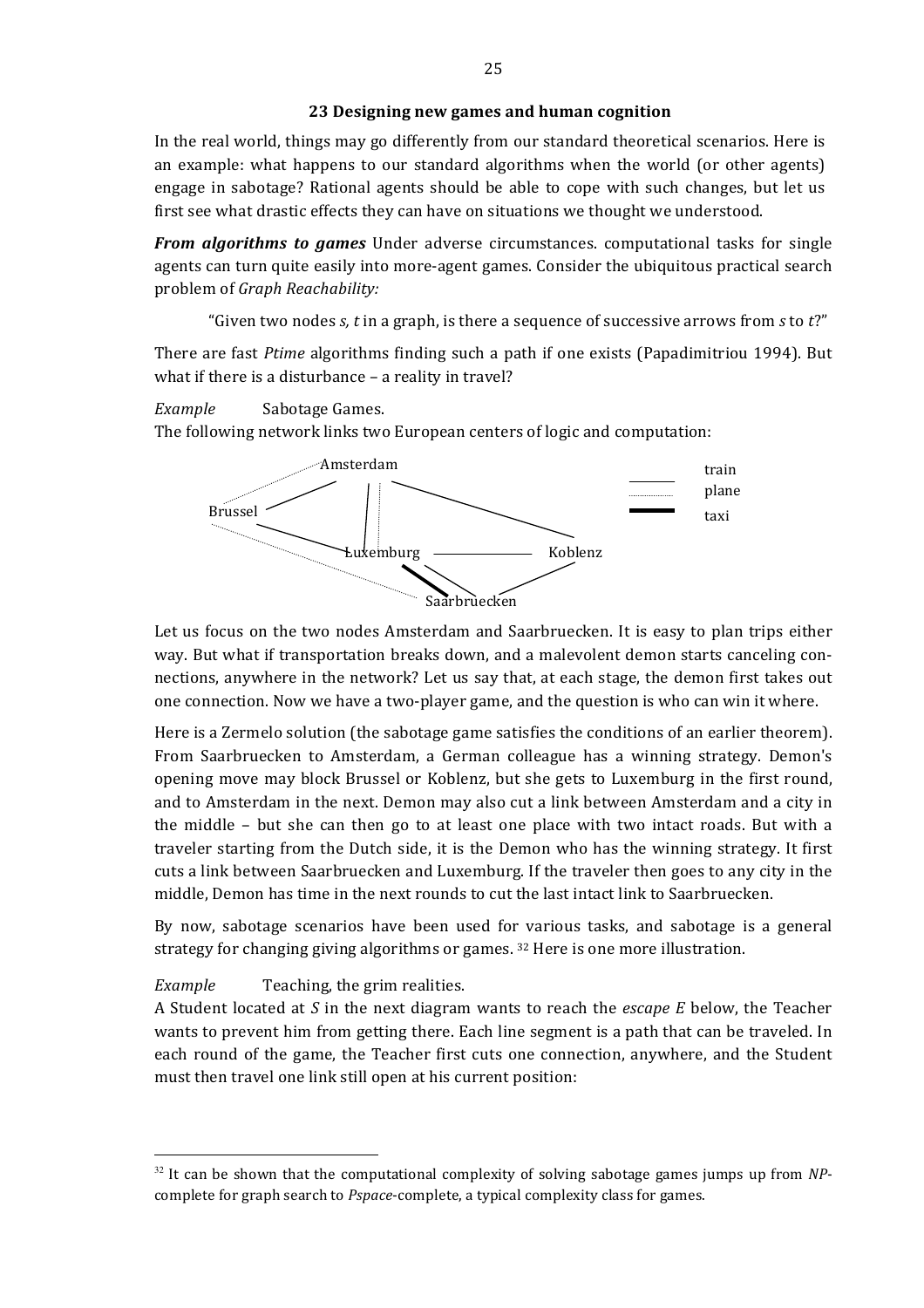## 23 Designing new games and human cognition

In the real world, things may go differently from our standard theoretical scenarios. Here is an example: what happens to our standard algorithms when the world (or other agents) engage in sabotage? Rational agents should be able to cope with such changes, but let us first see what drastic effects they can have on situations we thought we understood.

***From algorithms to games*** Under adverse circumstances. computational tasks for single agents can turn quite easily into more-agent games. Consider the ubiquitous practical search problem of *Graph Reachability:*

> "Given two nodes *s, t* in a graph, is there a sequence of successive arrows from *s* to *t*?"

There are fast *Ptime* algorithms finding such a path if one exists (Papadimitriou 1994). But what if there is a disturbance – a reality in travel?

*Example* Sabotage Games.
The following network links two European centers of logic and computation:

Amsterdam — Brussel — Luxemburg — Koblenz — Saarbruecken

train / plane / taxi

Let us focus on the two nodes Amsterdam and Saarbruecken. It is easy to plan trips either way. But what if transportation breaks down, and a malevolent demon starts canceling connections, anywhere in the network? Let us say that, at each stage, the demon first takes out one connection. Now we have a two-player game, and the question is who can win it where.

Here is a Zermelo solution (the sabotage game satisfies the conditions of an earlier theorem). From Saarbruecken to Amsterdam, a German colleague has a winning strategy. Demon's opening move may block Brussel or Koblenz, but she gets to Luxemburg in the first round, and to Amsterdam in the next. Demon may also cut a link between Amsterdam and a city in the middle – but she can then go to at least one place with two intact roads. But with a traveler starting from the Dutch side, it is the Demon who has the winning strategy. It first cuts a link between Saarbruecken and Luxemburg. If the traveler then goes to any city in the middle, Demon has time in the next rounds to cut the last intact link to Saarbruecken.

By now, sabotage scenarios have been used for various tasks, and sabotage is a general strategy for changing giving algorithms or games. [32] Here is one more illustration.

*Example* Teaching, the grim realities.
A Student located at *S* in the next diagram wants to reach the *escape E* below, the Teacher wants to prevent him from getting there. Each line segment is a path that can be traveled. In each round of the game, the Teacher first cuts one connection, anywhere, and the Student must then travel one link still open at his current position:

---

[32] It can be shown that the computational complexity of solving sabotage games jumps up from *NP*-complete for graph search to *Pspace*-complete, a typical complexity class for games.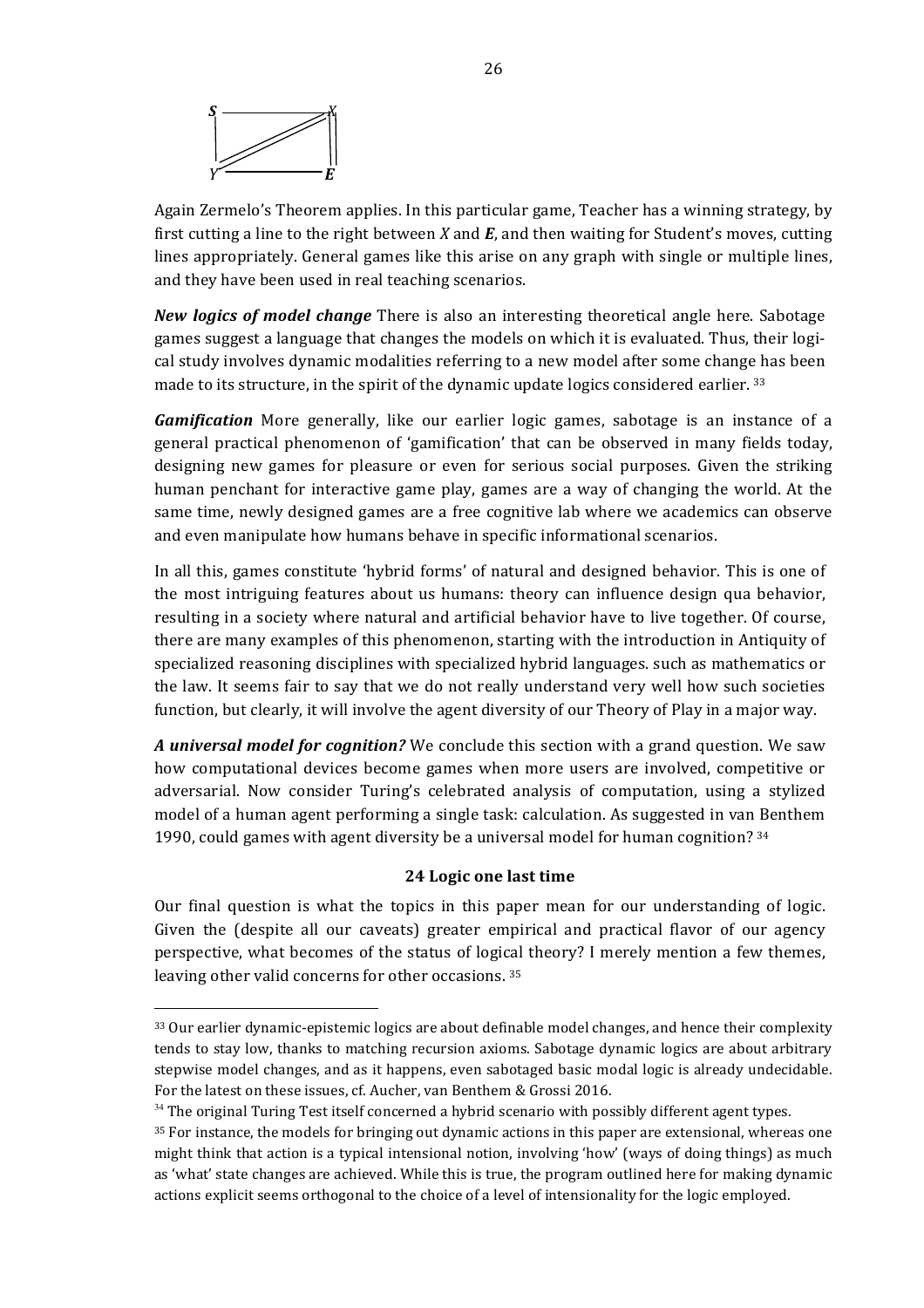Again Zermelo's Theorem applies. In this particular game, Teacher has a winning strategy, by first cutting a line to the right between *X* and ***E***, and then waiting for Student's moves, cutting lines appropriately. General games like this arise on any graph with single or multiple lines, and they have been used in real teaching scenarios.

***New logics of model change*** There is also an interesting theoretical angle here. Sabotage games suggest a language that changes the models on which it is evaluated. Thus, their logical study involves dynamic modalities referring to a new model after some change has been made to its structure, in the spirit of the dynamic update logics considered earlier. [33]

***Gamification*** More generally, like our earlier logic games, sabotage is an instance of a general practical phenomenon of 'gamification' that can be observed in many fields today, designing new games for pleasure or even for serious social purposes. Given the striking human penchant for interactive game play, games are a way of changing the world. At the same time, newly designed games are a free cognitive lab where we academics can observe and even manipulate how humans behave in specific informational scenarios.

In all this, games constitute 'hybrid forms' of natural and designed behavior. This is one of the most intriguing features about us humans: theory can influence design qua behavior, resulting in a society where natural and artificial behavior have to live together. Of course, there are many examples of this phenomenon, starting with the introduction in Antiquity of specialized reasoning disciplines with specialized hybrid languages. such as mathematics or the law. It seems fair to say that we do not really understand very well how such societies function, but clearly, it will involve the agent diversity of our Theory of Play in a major way.

***A universal model for cognition?*** We conclude this section with a grand question. We saw how computational devices become games when more users are involved, competitive or adversarial. Now consider Turing's celebrated analysis of computation, using a stylized model of a human agent performing a single task: calculation. As suggested in van Benthem 1990, could games with agent diversity be a universal model for human cognition? [34]

## 24 Logic one last time

Our final question is what the topics in this paper mean for our understanding of logic. Given the (despite all our caveats) greater empirical and practical flavor of our agency perspective, what becomes of the status of logical theory? I merely mention a few themes, leaving other valid concerns for other occasions. [35]

---

[33] Our earlier dynamic-epistemic logics are about definable model changes, and hence their complexity tends to stay low, thanks to matching recursion axioms. Sabotage dynamic logics are about arbitrary stepwise model changes, and as it happens, even sabotaged basic modal logic is already undecidable. For the latest on these issues, cf. Aucher, van Benthem & Grossi 2016.

[34] The original Turing Test itself concerned a hybrid scenario with possibly different agent types.

[35] For instance, the models for bringing out dynamic actions in this paper are extensional, whereas one might think that action is a typical intensional notion, involving 'how' (ways of doing things) as much as 'what' state changes are achieved. While this is true, the program outlined here for making dynamic actions explicit seems orthogonal to the choice of a level of intensionality for the logic employed.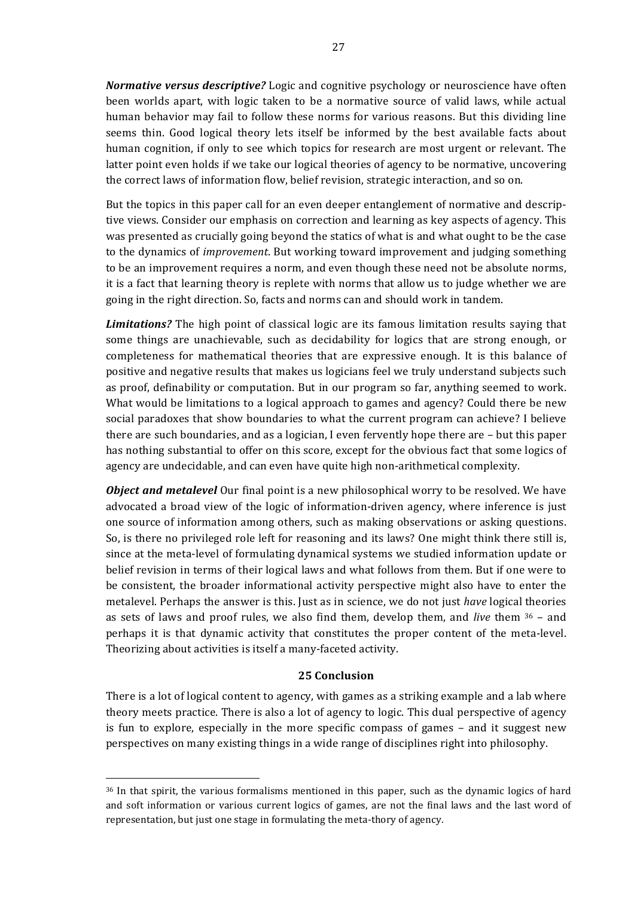***Normative versus descriptive?*** Logic and cognitive psychology or neuroscience have often been worlds apart, with logic taken to be a normative source of valid laws, while actual human behavior may fail to follow these norms for various reasons. But this dividing line seems thin. Good logical theory lets itself be informed by the best available facts about human cognition, if only to see which topics for research are most urgent or relevant. The latter point even holds if we take our logical theories of agency to be normative, uncovering the correct laws of information flow, belief revision, strategic interaction, and so on.

But the topics in this paper call for an even deeper entanglement of normative and descriptive views. Consider our emphasis on correction and learning as key aspects of agency. This was presented as crucially going beyond the statics of what is and what ought to be the case to the dynamics of *improvement*. But working toward improvement and judging something to be an improvement requires a norm, and even though these need not be absolute norms, it is a fact that learning theory is replete with norms that allow us to judge whether we are going in the right direction. So, facts and norms can and should work in tandem.

***Limitations?*** The high point of classical logic are its famous limitation results saying that some things are unachievable, such as decidability for logics that are strong enough, or completeness for mathematical theories that are expressive enough. It is this balance of positive and negative results that makes us logicians feel we truly understand subjects such as proof, definability or computation. But in our program so far, anything seemed to work. What would be limitations to a logical approach to games and agency? Could there be new social paradoxes that show boundaries to what the current program can achieve? I believe there are such boundaries, and as a logician, I even fervently hope there are – but this paper has nothing substantial to offer on this score, except for the obvious fact that some logics of agency are undecidable, and can even have quite high non-arithmetical complexity.

***Object and metalevel*** Our final point is a new philosophical worry to be resolved. We have advocated a broad view of the logic of information-driven agency, where inference is just one source of information among others, such as making observations or asking questions. So, is there no privileged role left for reasoning and its laws? One might think there still is, since at the meta-level of formulating dynamical systems we studied information update or belief revision in terms of their logical laws and what follows from them. But if one were to be consistent, the broader informational activity perspective might also have to enter the metalevel. Perhaps the answer is this. Just as in science, we do not just *have* logical theories as sets of laws and proof rules, we also find them, develop them, and *live* them [36] – and perhaps it is that dynamic activity that constitutes the proper content of the meta-level. Theorizing about activities is itself a many-faceted activity.

## 25 Conclusion

There is a lot of logical content to agency, with games as a striking example and a lab where theory meets practice. There is also a lot of agency to logic. This dual perspective of agency is fun to explore, especially in the more specific compass of games – and it suggest new perspectives on many existing things in a wide range of disciplines right into philosophy.

---

[36] In that spirit, the various formalisms mentioned in this paper, such as the dynamic logics of hard and soft information or various current logics of games, are not the final laws and the last word of representation, but just one stage in formulating the meta-thory of agency.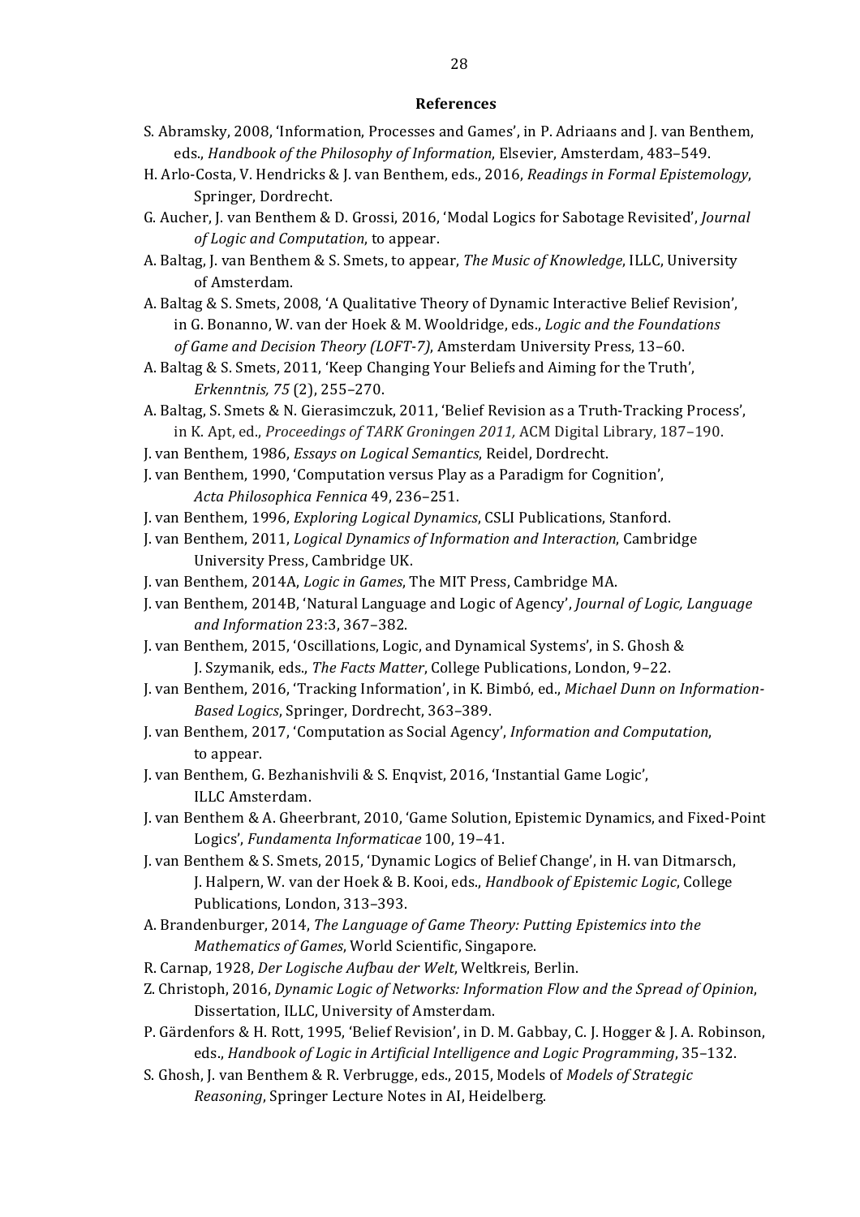**References**

S. Abramsky, 2008, 'Information, Processes and Games', in P. Adriaans and J. van Benthem, eds., *Handbook of the Philosophy of Information*, Elsevier, Amsterdam, 483–549.

H. Arlo-Costa, V. Hendricks & J. van Benthem, eds., 2016, *Readings in Formal Epistemology*, Springer, Dordrecht.

G. Aucher, J. van Benthem & D. Grossi, 2016, 'Modal Logics for Sabotage Revisited', *Journal of Logic and Computation*, to appear.

A. Baltag, J. van Benthem & S. Smets, to appear, *The Music of Knowledge*, ILLC, University of Amsterdam.

A. Baltag & S. Smets, 2008, 'A Qualitative Theory of Dynamic Interactive Belief Revision', in G. Bonanno, W. van der Hoek & M. Wooldridge, eds., *Logic and the Foundations of Game and Decision Theory (LOFT-7)*, Amsterdam University Press, 13–60.

A. Baltag & S. Smets, 2011, 'Keep Changing Your Beliefs and Aiming for the Truth', *Erkenntnis, 75* (2), 255–270.

A. Baltag, S. Smets & N. Gierasimczuk, 2011, 'Belief Revision as a Truth-Tracking Process', in K. Apt, ed., *Proceedings of TARK Groningen 2011,* ACM Digital Library, 187–190.

J. van Benthem, 1986, *Essays on Logical Semantics*, Reidel, Dordrecht.

J. van Benthem, 1990, 'Computation versus Play as a Paradigm for Cognition', *Acta Philosophica Fennica* 49, 236–251.

J. van Benthem, 1996, *Exploring Logical Dynamics*, CSLI Publications, Stanford.

J. van Benthem, 2011, *Logical Dynamics of Information and Interaction*, Cambridge University Press, Cambridge UK.

J. van Benthem, 2014A, *Logic in Games*, The MIT Press, Cambridge MA.

J. van Benthem, 2014B, 'Natural Language and Logic of Agency', *Journal of Logic, Language and Information* 23:3, 367–382.

J. van Benthem, 2015, 'Oscillations, Logic, and Dynamical Systems', in S. Ghosh & J. Szymanik, eds., *The Facts Matter*, College Publications, London, 9–22.

J. van Benthem, 2016, 'Tracking Information', in K. Bimbó, ed., *Michael Dunn on Information-Based Logics*, Springer, Dordrecht, 363–389.

J. van Benthem, 2017, 'Computation as Social Agency', *Information and Computation*, to appear.

J. van Benthem, G. Bezhanishvili & S. Enqvist, 2016, 'Instantial Game Logic', ILLC Amsterdam.

J. van Benthem & A. Gheerbrant, 2010, 'Game Solution, Epistemic Dynamics, and Fixed-Point Logics', *Fundamenta Informaticae* 100, 19–41.

J. van Benthem & S. Smets, 2015, 'Dynamic Logics of Belief Change', in H. van Ditmarsch, J. Halpern, W. van der Hoek & B. Kooi, eds., *Handbook of Epistemic Logic*, College Publications, London, 313–393.

A. Brandenburger, 2014, *The Language of Game Theory: Putting Epistemics into the Mathematics of Games*, World Scientific, Singapore.

R. Carnap, 1928, *Der Logische Aufbau der Welt*, Weltkreis, Berlin.

Z. Christoph, 2016, *Dynamic Logic of Networks: Information Flow and the Spread of Opinion*, Dissertation, ILLC, University of Amsterdam.

P. Gärdenfors & H. Rott, 1995, 'Belief Revision', in D. M. Gabbay, C. J. Hogger & J. A. Robinson, eds., *Handbook of Logic in Artificial Intelligence and Logic Programming*, 35–132.

S. Ghosh, J. van Benthem & R. Verbrugge, eds., 2015, Models of *Models of Strategic Reasoning*, Springer Lecture Notes in AI, Heidelberg.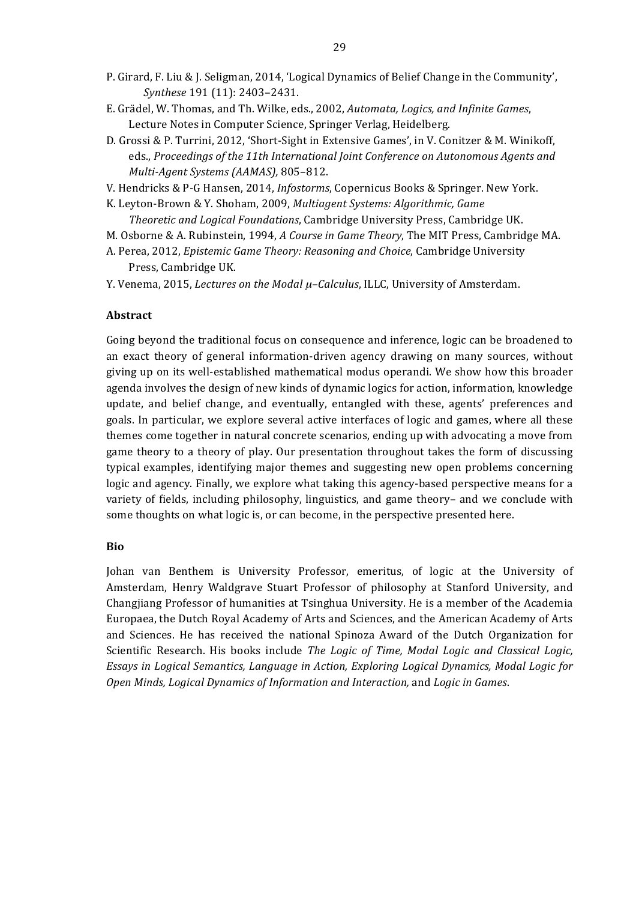P. Girard, F. Liu & J. Seligman, 2014, 'Logical Dynamics of Belief Change in the Community', *Synthese* 191 (11): 2403–2431.

E. Grädel, W. Thomas, and Th. Wilke, eds., 2002, *Automata, Logics, and Infinite Games*, Lecture Notes in Computer Science, Springer Verlag, Heidelberg.

D. Grossi & P. Turrini, 2012, 'Short-Sight in Extensive Games', in V. Conitzer & M. Winikoff, eds., *Proceedings of the 11th International Joint Conference on Autonomous Agents and Multi-Agent Systems (AAMAS),* 805–812.

V. Hendricks & P-G Hansen, 2014, *Infostorms*, Copernicus Books & Springer. New York.

K. Leyton-Brown & Y. Shoham, 2009, *Multiagent Systems: Algorithmic, Game Theoretic and Logical Foundations*, Cambridge University Press, Cambridge UK.

M. Osborne & A. Rubinstein, 1994, *A Course in Game Theory*, The MIT Press, Cambridge MA.

A. Perea, 2012, *Epistemic Game Theory: Reasoning and Choice*, Cambridge University Press, Cambridge UK.

Y. Venema, 2015, *Lectures on the Modal $\mu$–Calculus*, ILLC, University of Amsterdam.

**Abstract**

Going beyond the traditional focus on consequence and inference, logic can be broadened to an exact theory of general information-driven agency drawing on many sources, without giving up on its well-established mathematical modus operandi. We show how this broader agenda involves the design of new kinds of dynamic logics for action, information, knowledge update, and belief change, and eventually, entangled with these, agents' preferences and goals. In particular, we explore several active interfaces of logic and games, where all these themes come together in natural concrete scenarios, ending up with advocating a move from game theory to a theory of play. Our presentation throughout takes the form of discussing typical examples, identifying major themes and suggesting new open problems concerning logic and agency. Finally, we explore what taking this agency-based perspective means for a variety of fields, including philosophy, linguistics, and game theory– and we conclude with some thoughts on what logic is, or can become, in the perspective presented here.

**Bio**

Johan van Benthem is University Professor, emeritus, of logic at the University of Amsterdam, Henry Waldgrave Stuart Professor of philosophy at Stanford University, and Changjiang Professor of humanities at Tsinghua University. He is a member of the Academia Europaea, the Dutch Royal Academy of Arts and Sciences, and the American Academy of Arts and Sciences. He has received the national Spinoza Award of the Dutch Organization for Scientific Research. His books include *The Logic of Time, Modal Logic and Classical Logic, Essays in Logical Semantics, Language in Action, Exploring Logical Dynamics, Modal Logic for Open Minds, Logical Dynamics of Information and Interaction,* and *Logic in Games*.